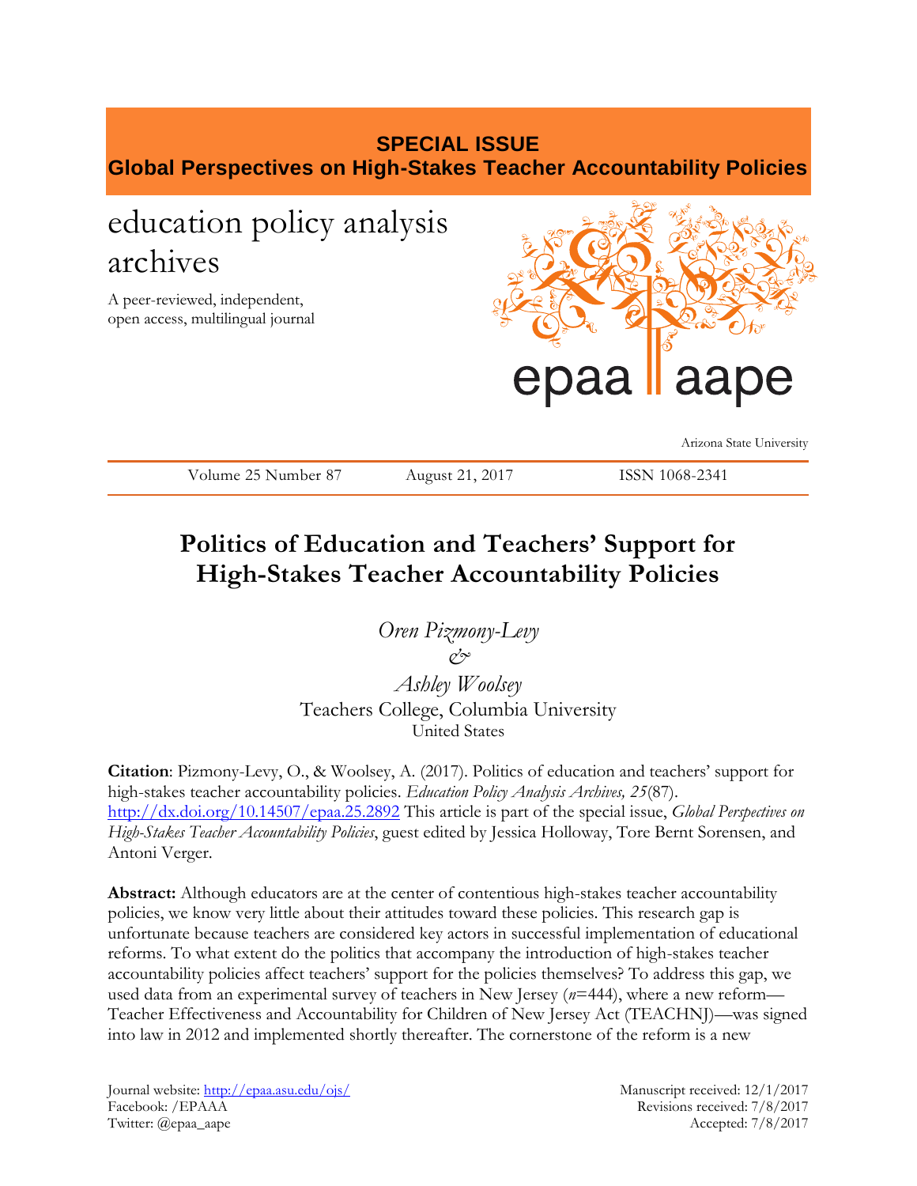**SPECIAL ISSUE**
**Global Perspectives on High-Stakes Teacher Accountability Policies**

education policy analysis archives

A peer-reviewed, independent, open access, multilingual journal

epaa aape

Arizona State University

Volume 25 Number 87 August 21, 2017 ISSN 1068-2341

# Politics of Education and Teachers' Support for High-Stakes Teacher Accountability Policies

*Oren Pizmony-Levy*
*&*
*Ashley Woolsey*
Teachers College, Columbia University
United States

**Citation**: Pizmony-Levy, O., & Woolsey, A. (2017). Politics of education and teachers' support for high-stakes teacher accountability policies. *Education Policy Analysis Archives, 25*(87). http://dx.doi.org/10.14507/epaa.25.2892 This article is part of the special issue, *Global Perspectives on High-Stakes Teacher Accountability Policies*, guest edited by Jessica Holloway, Tore Bernt Sorensen, and Antoni Verger.

**Abstract:** Although educators are at the center of contentious high-stakes teacher accountability policies, we know very little about their attitudes toward these policies. This research gap is unfortunate because teachers are considered key actors in successful implementation of educational reforms. To what extent do the politics that accompany the introduction of high-stakes teacher accountability policies affect teachers' support for the policies themselves? To address this gap, we used data from an experimental survey of teachers in New Jersey (*n*=444), where a new reform—Teacher Effectiveness and Accountability for Children of New Jersey Act (TEACHNJ)—was signed into law in 2012 and implemented shortly thereafter. The cornerstone of the reform is a new

Journal website: http://epaa.asu.edu/ojs/
Facebook: /EPAAA
Twitter: @epaa_aape

Manuscript received: 12/1/2017
Revisions received: 7/8/2017
Accepted: 7/8/2017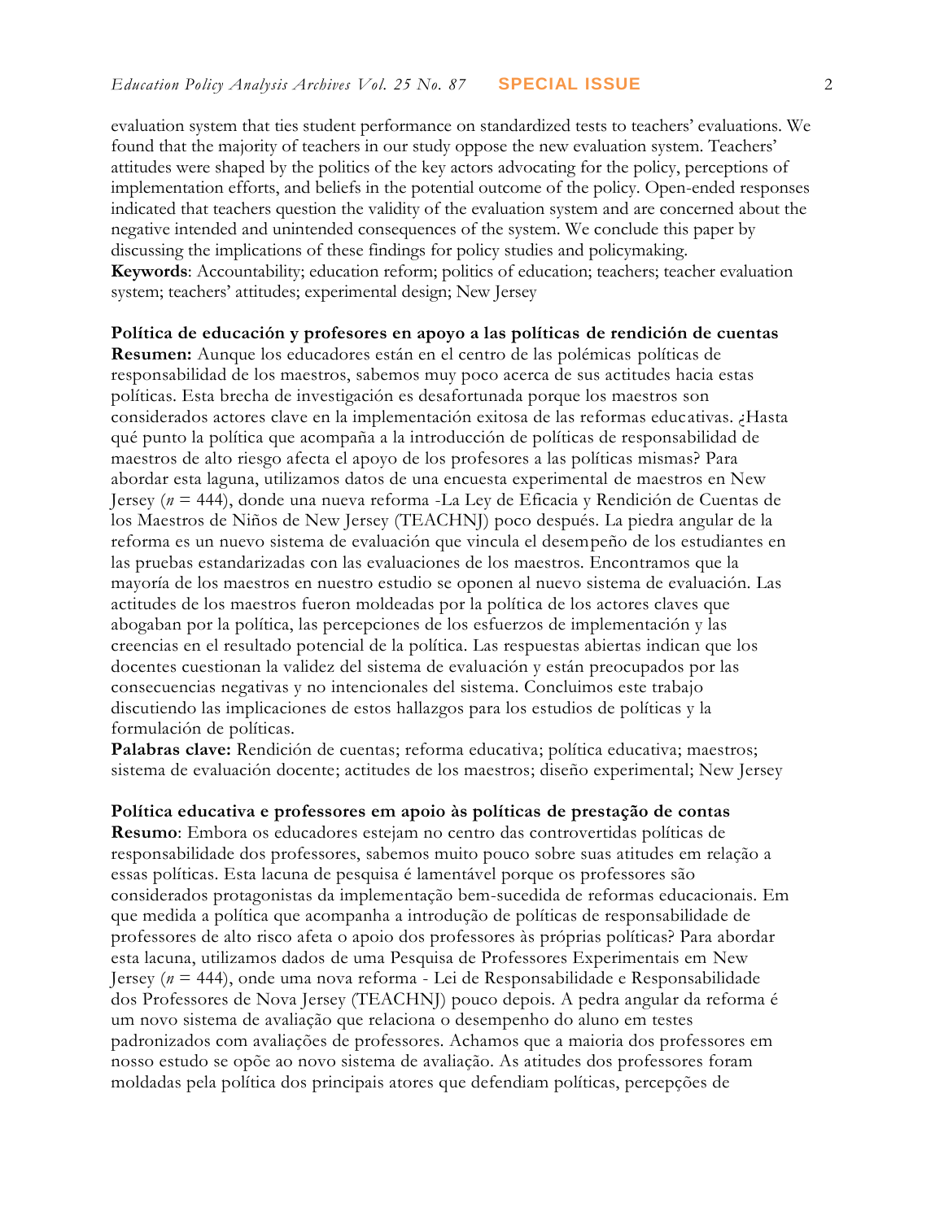evaluation system that ties student performance on standardized tests to teachers' evaluations. We found that the majority of teachers in our study oppose the new evaluation system. Teachers' attitudes were shaped by the politics of the key actors advocating for the policy, perceptions of implementation efforts, and beliefs in the potential outcome of the policy. Open-ended responses indicated that teachers question the validity of the evaluation system and are concerned about the negative intended and unintended consequences of the system. We conclude this paper by discussing the implications of these findings for policy studies and policymaking.
**Keywords**: Accountability; education reform; politics of education; teachers; teacher evaluation system; teachers' attitudes; experimental design; New Jersey

**Política de educación y profesores en apoyo a las políticas de rendición de cuentas**
**Resumen:** Aunque los educadores están en el centro de las polémicas políticas de responsabilidad de los maestros, sabemos muy poco acerca de sus actitudes hacia estas políticas. Esta brecha de investigación es desafortunada porque los maestros son considerados actores clave en la implementación exitosa de las reformas educativas. ¿Hasta qué punto la política que acompaña a la introducción de políticas de responsabilidad de maestros de alto riesgo afecta el apoyo de los profesores a las políticas mismas? Para abordar esta laguna, utilizamos datos de una encuesta experimental de maestros en New Jersey (*n* = 444), donde una nueva reforma -La Ley de Eficacia y Rendición de Cuentas de los Maestros de Niños de New Jersey (TEACHNJ) poco después. La piedra angular de la reforma es un nuevo sistema de evaluación que vincula el desempeño de los estudiantes en las pruebas estandarizadas con las evaluaciones de los maestros. Encontramos que la mayoría de los maestros en nuestro estudio se oponen al nuevo sistema de evaluación. Las actitudes de los maestros fueron moldeadas por la política de los actores claves que abogaban por la política, las percepciones de los esfuerzos de implementación y las creencias en el resultado potencial de la política. Las respuestas abiertas indican que los docentes cuestionan la validez del sistema de evaluación y están preocupados por las consecuencias negativas y no intencionales del sistema. Concluimos este trabajo discutiendo las implicaciones de estos hallazgos para los estudios de políticas y la formulación de políticas.
**Palabras clave:** Rendición de cuentas; reforma educativa; política educativa; maestros; sistema de evaluación docente; actitudes de los maestros; diseño experimental; New Jersey

**Política educativa e professores em apoio às políticas de prestação de contas**
**Resumo**: Embora os educadores estejam no centro das controvertidas políticas de responsabilidade dos professores, sabemos muito pouco sobre suas atitudes em relação a essas políticas. Esta lacuna de pesquisa é lamentável porque os professores são considerados protagonistas da implementação bem-sucedida de reformas educacionais. Em que medida a política que acompanha a introdução de políticas de responsabilidade de professores de alto risco afeta o apoio dos professores às próprias políticas? Para abordar esta lacuna, utilizamos dados de uma Pesquisa de Professores Experimentais em New Jersey (*n* = 444), onde uma nova reforma - Lei de Responsabilidade e Responsabilidade dos Professores de Nova Jersey (TEACHNJ) pouco depois. A pedra angular da reforma é um novo sistema de avaliação que relaciona o desempenho do aluno em testes padronizados com avaliações de professores. Achamos que a maioria dos professores em nosso estudo se opõe ao novo sistema de avaliação. As atitudes dos professores foram moldadas pela política dos principais atores que defendiam políticas, percepções de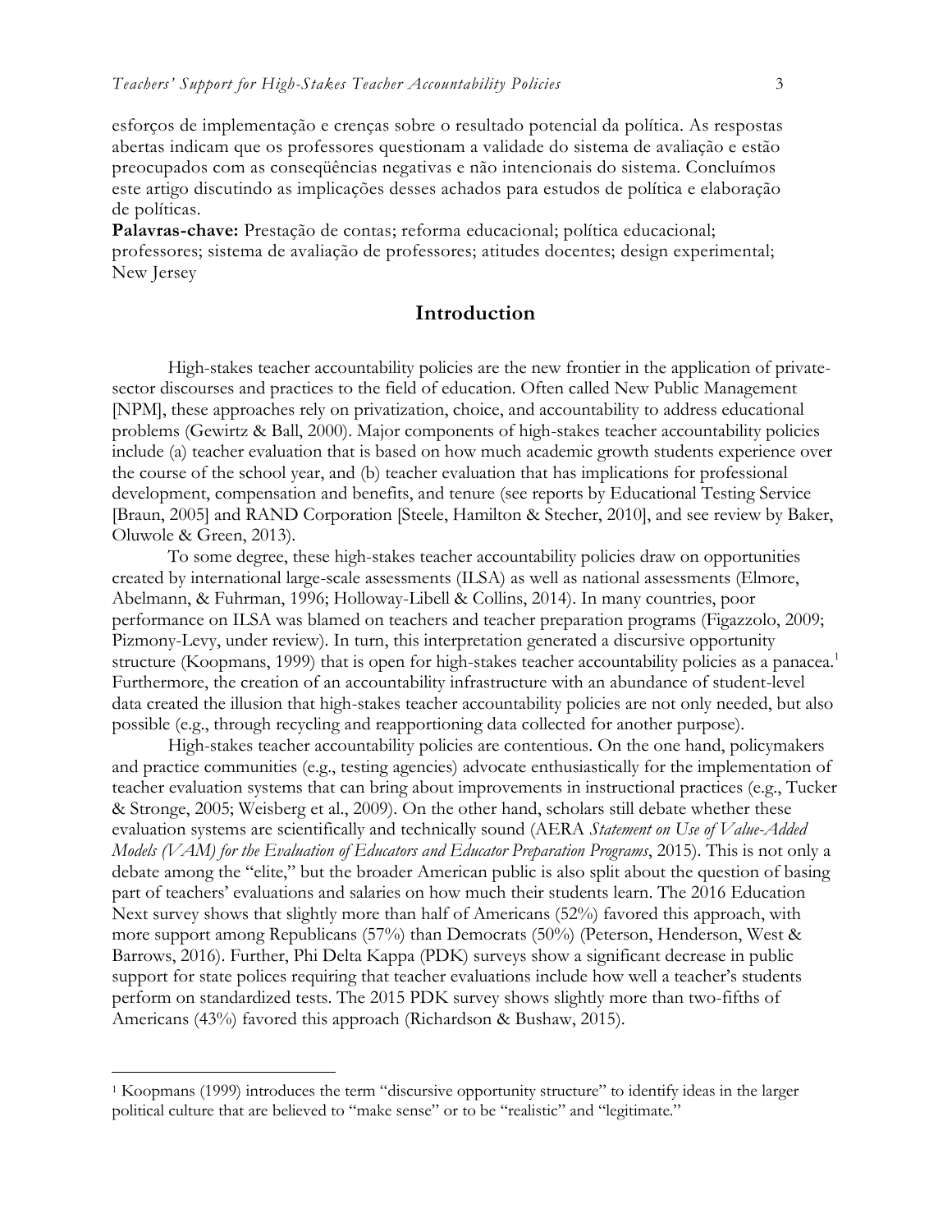esforços de implementação e crenças sobre o resultado potencial da política. As respostas abertas indicam que os professores questionam a validade do sistema de avaliação e estão preocupados com as conseqüências negativas e não intencionais do sistema. Concluímos este artigo discutindo as implicações desses achados para estudos de política e elaboração de políticas.

**Palavras-chave:** Prestação de contas; reforma educacional; política educacional; professores; sistema de avaliação de professores; atitudes docentes; design experimental; New Jersey

## Introduction

High-stakes teacher accountability policies are the new frontier in the application of private-sector discourses and practices to the field of education. Often called New Public Management [NPM], these approaches rely on privatization, choice, and accountability to address educational problems (Gewirtz & Ball, 2000). Major components of high-stakes teacher accountability policies include (a) teacher evaluation that is based on how much academic growth students experience over the course of the school year, and (b) teacher evaluation that has implications for professional development, compensation and benefits, and tenure (see reports by Educational Testing Service [Braun, 2005] and RAND Corporation [Steele, Hamilton & Stecher, 2010], and see review by Baker, Oluwole & Green, 2013).

To some degree, these high-stakes teacher accountability policies draw on opportunities created by international large-scale assessments (ILSA) as well as national assessments (Elmore, Abelmann, & Fuhrman, 1996; Holloway-Libell & Collins, 2014). In many countries, poor performance on ILSA was blamed on teachers and teacher preparation programs (Figazzolo, 2009; Pizmony-Levy, under review). In turn, this interpretation generated a discursive opportunity structure (Koopmans, 1999) that is open for high-stakes teacher accountability policies as a panacea.[1] Furthermore, the creation of an accountability infrastructure with an abundance of student-level data created the illusion that high-stakes teacher accountability policies are not only needed, but also possible (e.g., through recycling and reapportioning data collected for another purpose).

High-stakes teacher accountability policies are contentious. On the one hand, policymakers and practice communities (e.g., testing agencies) advocate enthusiastically for the implementation of teacher evaluation systems that can bring about improvements in instructional practices (e.g., Tucker & Stronge, 2005; Weisberg et al., 2009). On the other hand, scholars still debate whether these evaluation systems are scientifically and technically sound (AERA *Statement on Use of Value-Added Models (VAM) for the Evaluation of Educators and Educator Preparation Programs*, 2015). This is not only a debate among the "elite," but the broader American public is also split about the question of basing part of teachers' evaluations and salaries on how much their students learn. The 2016 Education Next survey shows that slightly more than half of Americans (52%) favored this approach, with more support among Republicans (57%) than Democrats (50%) (Peterson, Henderson, West & Barrows, 2016). Further, Phi Delta Kappa (PDK) surveys show a significant decrease in public support for state polices requiring that teacher evaluations include how well a teacher's students perform on standardized tests. The 2015 PDK survey shows slightly more than two-fifths of Americans (43%) favored this approach (Richardson & Bushaw, 2015).

[1] Koopmans (1999) introduces the term "discursive opportunity structure" to identify ideas in the larger political culture that are believed to "make sense" or to be "realistic" and "legitimate."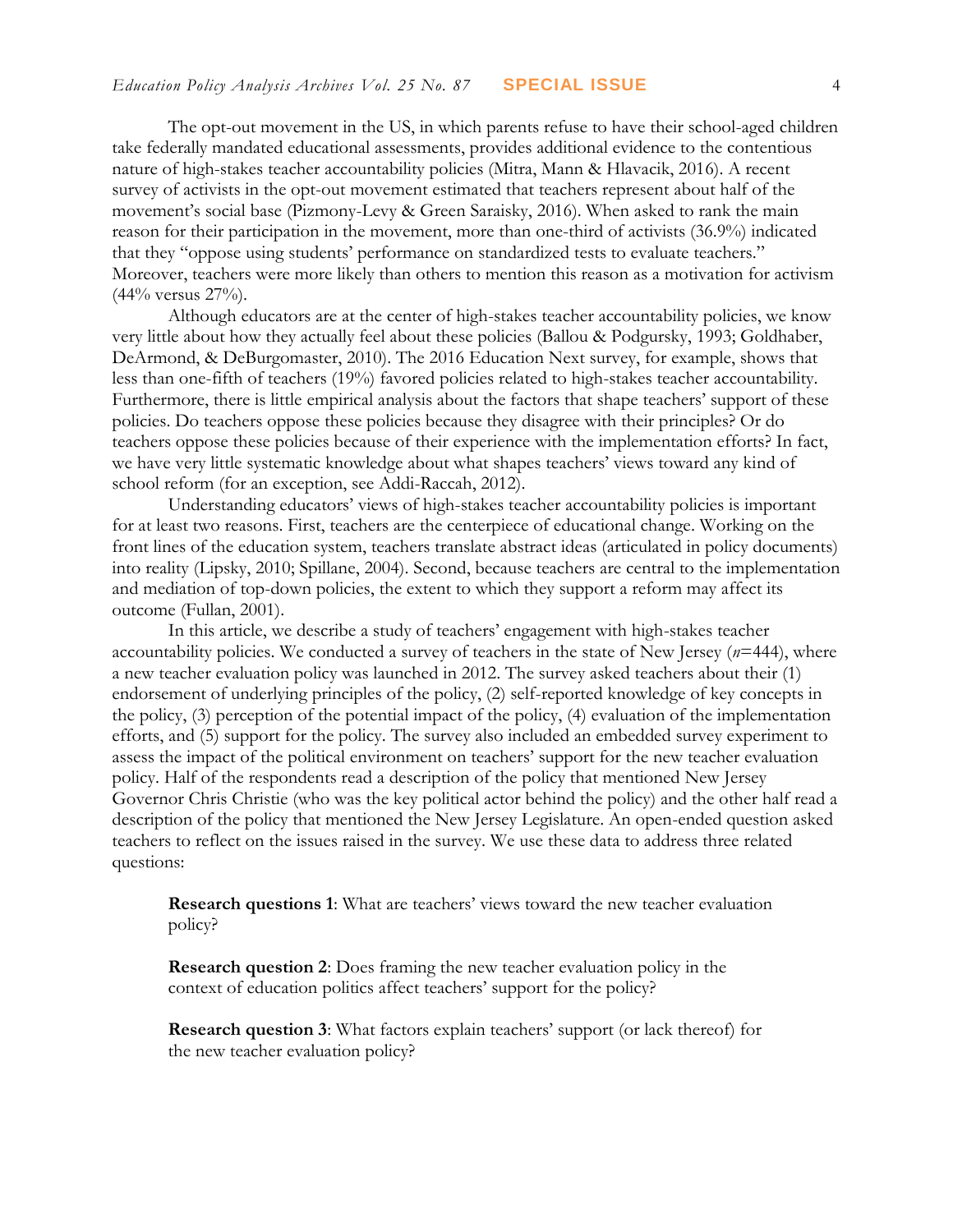The opt-out movement in the US, in which parents refuse to have their school-aged children take federally mandated educational assessments, provides additional evidence to the contentious nature of high-stakes teacher accountability policies (Mitra, Mann & Hlavacik, 2016). A recent survey of activists in the opt-out movement estimated that teachers represent about half of the movement's social base (Pizmony-Levy & Green Saraisky, 2016). When asked to rank the main reason for their participation in the movement, more than one-third of activists (36.9%) indicated that they "oppose using students' performance on standardized tests to evaluate teachers." Moreover, teachers were more likely than others to mention this reason as a motivation for activism (44% versus 27%).

Although educators are at the center of high-stakes teacher accountability policies, we know very little about how they actually feel about these policies (Ballou & Podgursky, 1993; Goldhaber, DeArmond, & DeBurgomaster, 2010). The 2016 Education Next survey, for example, shows that less than one-fifth of teachers (19%) favored policies related to high-stakes teacher accountability. Furthermore, there is little empirical analysis about the factors that shape teachers' support of these policies. Do teachers oppose these policies because they disagree with their principles? Or do teachers oppose these policies because of their experience with the implementation efforts? In fact, we have very little systematic knowledge about what shapes teachers' views toward any kind of school reform (for an exception, see Addi-Raccah, 2012).

Understanding educators' views of high-stakes teacher accountability policies is important for at least two reasons. First, teachers are the centerpiece of educational change. Working on the front lines of the education system, teachers translate abstract ideas (articulated in policy documents) into reality (Lipsky, 2010; Spillane, 2004). Second, because teachers are central to the implementation and mediation of top-down policies, the extent to which they support a reform may affect its outcome (Fullan, 2001).

In this article, we describe a study of teachers' engagement with high-stakes teacher accountability policies. We conducted a survey of teachers in the state of New Jersey ($n$=444), where a new teacher evaluation policy was launched in 2012. The survey asked teachers about their (1) endorsement of underlying principles of the policy, (2) self-reported knowledge of key concepts in the policy, (3) perception of the potential impact of the policy, (4) evaluation of the implementation efforts, and (5) support for the policy. The survey also included an embedded survey experiment to assess the impact of the political environment on teachers' support for the new teacher evaluation policy. Half of the respondents read a description of the policy that mentioned New Jersey Governor Chris Christie (who was the key political actor behind the policy) and the other half read a description of the policy that mentioned the New Jersey Legislature. An open-ended question asked teachers to reflect on the issues raised in the survey. We use these data to address three related questions:

> **Research questions 1**: What are teachers' views toward the new teacher evaluation policy?
>
> **Research question 2**: Does framing the new teacher evaluation policy in the context of education politics affect teachers' support for the policy?
>
> **Research question 3**: What factors explain teachers' support (or lack thereof) for the new teacher evaluation policy?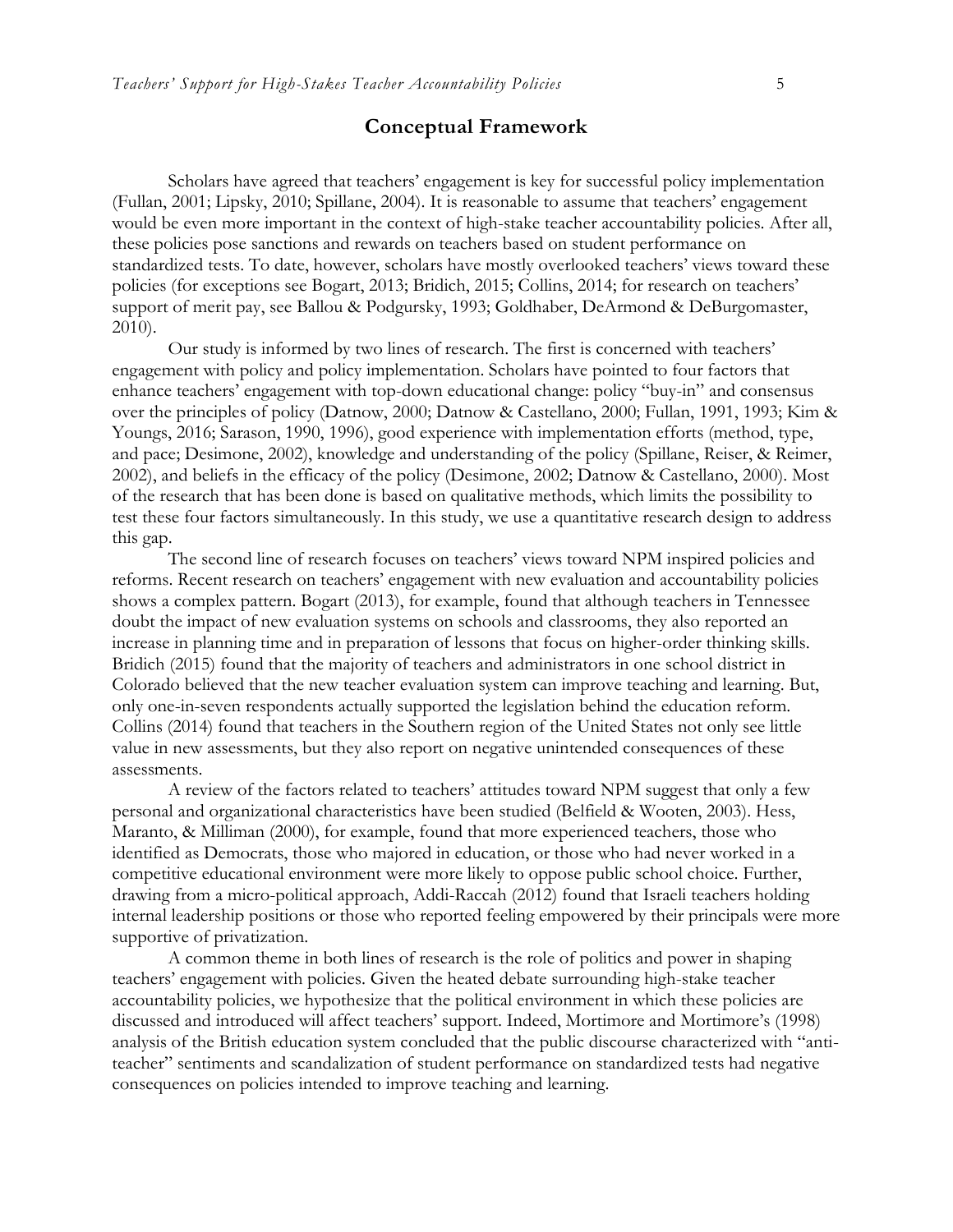## Conceptual Framework

Scholars have agreed that teachers' engagement is key for successful policy implementation (Fullan, 2001; Lipsky, 2010; Spillane, 2004). It is reasonable to assume that teachers' engagement would be even more important in the context of high-stake teacher accountability policies. After all, these policies pose sanctions and rewards on teachers based on student performance on standardized tests. To date, however, scholars have mostly overlooked teachers' views toward these policies (for exceptions see Bogart, 2013; Bridich, 2015; Collins, 2014; for research on teachers' support of merit pay, see Ballou & Podgursky, 1993; Goldhaber, DeArmond & DeBurgomaster, 2010).

Our study is informed by two lines of research. The first is concerned with teachers' engagement with policy and policy implementation. Scholars have pointed to four factors that enhance teachers' engagement with top-down educational change: policy "buy-in" and consensus over the principles of policy (Datnow, 2000; Datnow & Castellano, 2000; Fullan, 1991, 1993; Kim & Youngs, 2016; Sarason, 1990, 1996), good experience with implementation efforts (method, type, and pace; Desimone, 2002), knowledge and understanding of the policy (Spillane, Reiser, & Reimer, 2002), and beliefs in the efficacy of the policy (Desimone, 2002; Datnow & Castellano, 2000). Most of the research that has been done is based on qualitative methods, which limits the possibility to test these four factors simultaneously. In this study, we use a quantitative research design to address this gap.

The second line of research focuses on teachers' views toward NPM inspired policies and reforms. Recent research on teachers' engagement with new evaluation and accountability policies shows a complex pattern. Bogart (2013), for example, found that although teachers in Tennessee doubt the impact of new evaluation systems on schools and classrooms, they also reported an increase in planning time and in preparation of lessons that focus on higher-order thinking skills. Bridich (2015) found that the majority of teachers and administrators in one school district in Colorado believed that the new teacher evaluation system can improve teaching and learning. But, only one-in-seven respondents actually supported the legislation behind the education reform. Collins (2014) found that teachers in the Southern region of the United States not only see little value in new assessments, but they also report on negative unintended consequences of these assessments.

A review of the factors related to teachers' attitudes toward NPM suggest that only a few personal and organizational characteristics have been studied (Belfield & Wooten, 2003). Hess, Maranto, & Milliman (2000), for example, found that more experienced teachers, those who identified as Democrats, those who majored in education, or those who had never worked in a competitive educational environment were more likely to oppose public school choice. Further, drawing from a micro-political approach, Addi-Raccah (2012) found that Israeli teachers holding internal leadership positions or those who reported feeling empowered by their principals were more supportive of privatization.

A common theme in both lines of research is the role of politics and power in shaping teachers' engagement with policies. Given the heated debate surrounding high-stake teacher accountability policies, we hypothesize that the political environment in which these policies are discussed and introduced will affect teachers' support. Indeed, Mortimore and Mortimore's (1998) analysis of the British education system concluded that the public discourse characterized with "anti-teacher" sentiments and scandalization of student performance on standardized tests had negative consequences on policies intended to improve teaching and learning.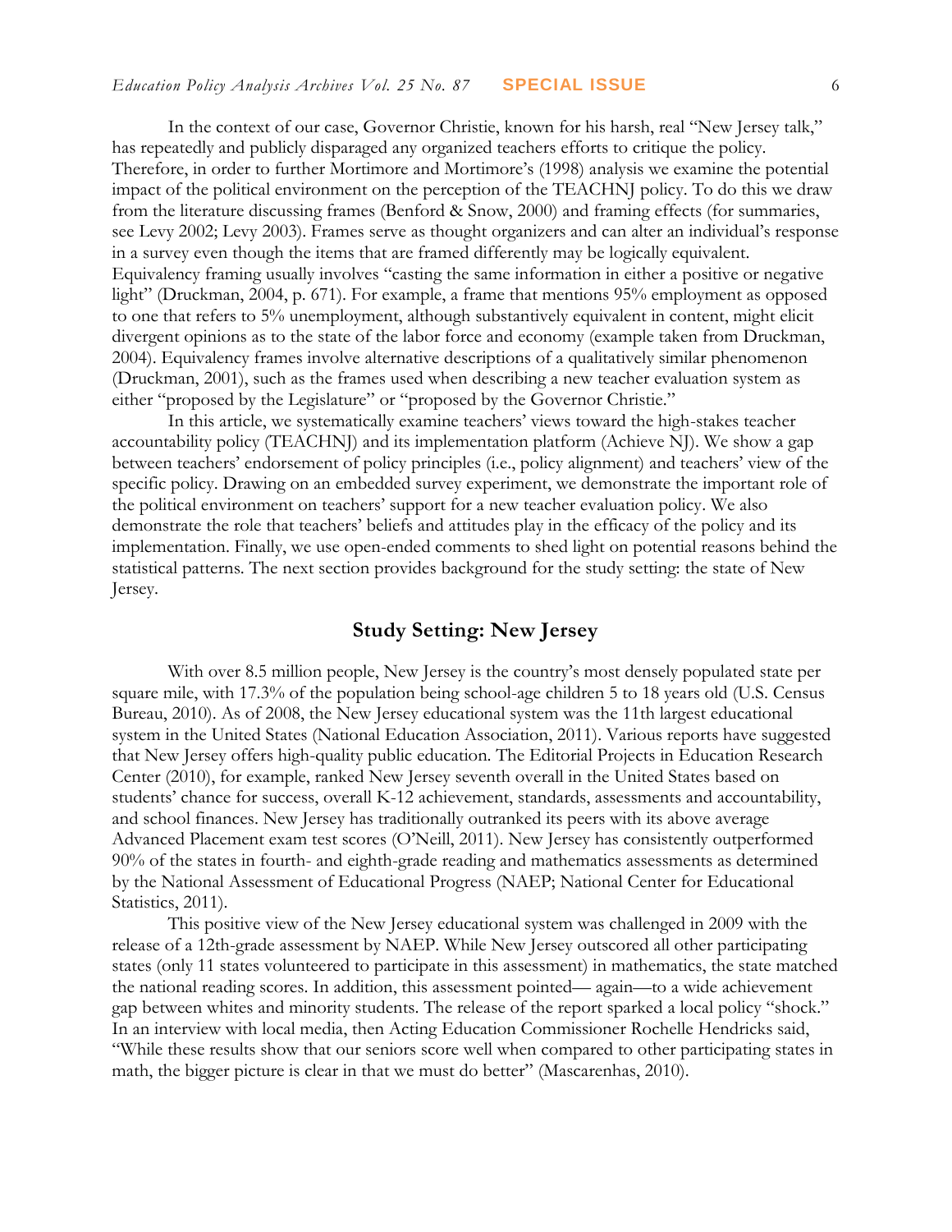In the context of our case, Governor Christie, known for his harsh, real "New Jersey talk," has repeatedly and publicly disparaged any organized teachers efforts to critique the policy. Therefore, in order to further Mortimore and Mortimore's (1998) analysis we examine the potential impact of the political environment on the perception of the TEACHNJ policy. To do this we draw from the literature discussing frames (Benford & Snow, 2000) and framing effects (for summaries, see Levy 2002; Levy 2003). Frames serve as thought organizers and can alter an individual's response in a survey even though the items that are framed differently may be logically equivalent. Equivalency framing usually involves "casting the same information in either a positive or negative light" (Druckman, 2004, p. 671). For example, a frame that mentions 95% employment as opposed to one that refers to 5% unemployment, although substantively equivalent in content, might elicit divergent opinions as to the state of the labor force and economy (example taken from Druckman, 2004). Equivalency frames involve alternative descriptions of a qualitatively similar phenomenon (Druckman, 2001), such as the frames used when describing a new teacher evaluation system as either "proposed by the Legislature" or "proposed by the Governor Christie."

In this article, we systematically examine teachers' views toward the high-stakes teacher accountability policy (TEACHNJ) and its implementation platform (Achieve NJ). We show a gap between teachers' endorsement of policy principles (i.e., policy alignment) and teachers' view of the specific policy. Drawing on an embedded survey experiment, we demonstrate the important role of the political environment on teachers' support for a new teacher evaluation policy. We also demonstrate the role that teachers' beliefs and attitudes play in the efficacy of the policy and its implementation. Finally, we use open-ended comments to shed light on potential reasons behind the statistical patterns. The next section provides background for the study setting: the state of New Jersey.

## Study Setting: New Jersey

With over 8.5 million people, New Jersey is the country's most densely populated state per square mile, with 17.3% of the population being school-age children 5 to 18 years old (U.S. Census Bureau, 2010). As of 2008, the New Jersey educational system was the 11th largest educational system in the United States (National Education Association, 2011). Various reports have suggested that New Jersey offers high-quality public education. The Editorial Projects in Education Research Center (2010), for example, ranked New Jersey seventh overall in the United States based on students' chance for success, overall K-12 achievement, standards, assessments and accountability, and school finances. New Jersey has traditionally outranked its peers with its above average Advanced Placement exam test scores (O'Neill, 2011). New Jersey has consistently outperformed 90% of the states in fourth- and eighth-grade reading and mathematics assessments as determined by the National Assessment of Educational Progress (NAEP; National Center for Educational Statistics, 2011).

This positive view of the New Jersey educational system was challenged in 2009 with the release of a 12th-grade assessment by NAEP. While New Jersey outscored all other participating states (only 11 states volunteered to participate in this assessment) in mathematics, the state matched the national reading scores. In addition, this assessment pointed— again—to a wide achievement gap between whites and minority students. The release of the report sparked a local policy "shock." In an interview with local media, then Acting Education Commissioner Rochelle Hendricks said, "While these results show that our seniors score well when compared to other participating states in math, the bigger picture is clear in that we must do better" (Mascarenhas, 2010).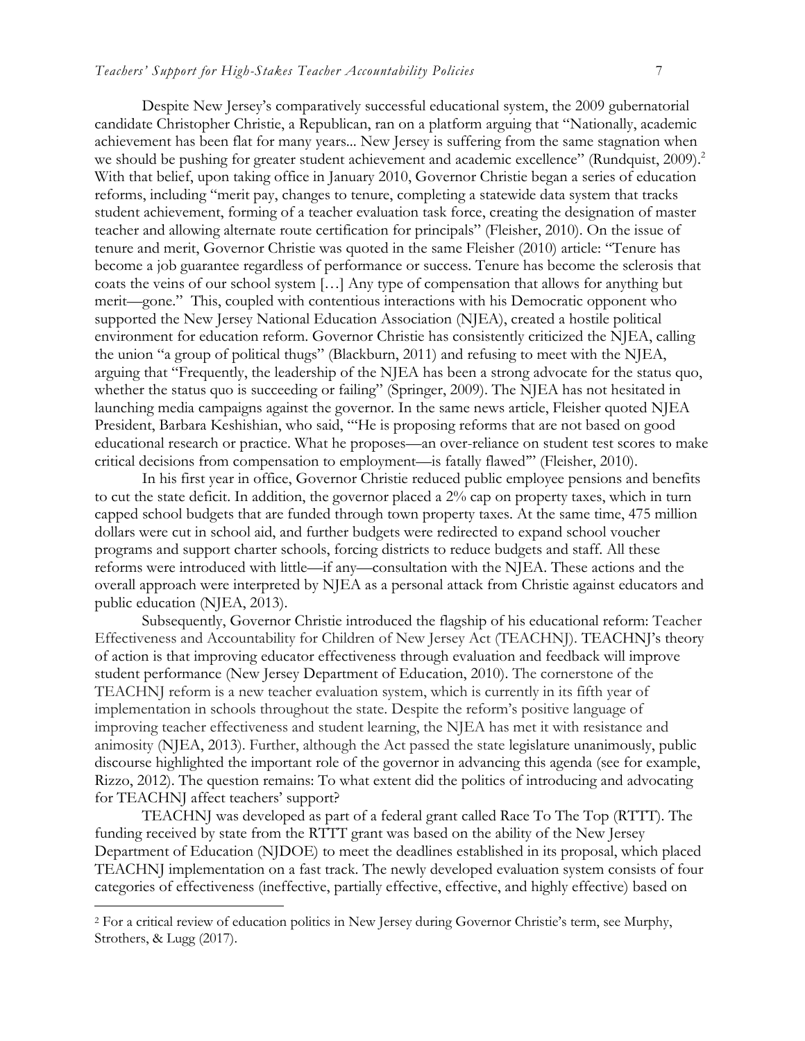Despite New Jersey's comparatively successful educational system, the 2009 gubernatorial candidate Christopher Christie, a Republican, ran on a platform arguing that "Nationally, academic achievement has been flat for many years... New Jersey is suffering from the same stagnation when we should be pushing for greater student achievement and academic excellence" (Rundquist, 2009).[2] With that belief, upon taking office in January 2010, Governor Christie began a series of education reforms, including "merit pay, changes to tenure, completing a statewide data system that tracks student achievement, forming of a teacher evaluation task force, creating the designation of master teacher and allowing alternate route certification for principals" (Fleisher, 2010). On the issue of tenure and merit, Governor Christie was quoted in the same Fleisher (2010) article: "Tenure has become a job guarantee regardless of performance or success. Tenure has become the sclerosis that coats the veins of our school system […] Any type of compensation that allows for anything but merit—gone." This, coupled with contentious interactions with his Democratic opponent who supported the New Jersey National Education Association (NJEA), created a hostile political environment for education reform. Governor Christie has consistently criticized the NJEA, calling the union "a group of political thugs" (Blackburn, 2011) and refusing to meet with the NJEA, arguing that "Frequently, the leadership of the NJEA has been a strong advocate for the status quo, whether the status quo is succeeding or failing" (Springer, 2009). The NJEA has not hesitated in launching media campaigns against the governor. In the same news article, Fleisher quoted NJEA President, Barbara Keshishian, who said, "'He is proposing reforms that are not based on good educational research or practice. What he proposes—an over-reliance on student test scores to make critical decisions from compensation to employment—is fatally flawed'" (Fleisher, 2010).

In his first year in office, Governor Christie reduced public employee pensions and benefits to cut the state deficit. In addition, the governor placed a 2% cap on property taxes, which in turn capped school budgets that are funded through town property taxes. At the same time, 475 million dollars were cut in school aid, and further budgets were redirected to expand school voucher programs and support charter schools, forcing districts to reduce budgets and staff. All these reforms were introduced with little—if any—consultation with the NJEA. These actions and the overall approach were interpreted by NJEA as a personal attack from Christie against educators and public education (NJEA, 2013).

Subsequently, Governor Christie introduced the flagship of his educational reform: Teacher Effectiveness and Accountability for Children of New Jersey Act (TEACHNJ). TEACHNJ's theory of action is that improving educator effectiveness through evaluation and feedback will improve student performance (New Jersey Department of Education, 2010). The cornerstone of the TEACHNJ reform is a new teacher evaluation system, which is currently in its fifth year of implementation in schools throughout the state. Despite the reform's positive language of improving teacher effectiveness and student learning, the NJEA has met it with resistance and animosity (NJEA, 2013). Further, although the Act passed the state legislature unanimously, public discourse highlighted the important role of the governor in advancing this agenda (see for example, Rizzo, 2012). The question remains: To what extent did the politics of introducing and advocating for TEACHNJ affect teachers' support?

TEACHNJ was developed as part of a federal grant called Race To The Top (RTTT). The funding received by state from the RTTT grant was based on the ability of the New Jersey Department of Education (NJDOE) to meet the deadlines established in its proposal, which placed TEACHNJ implementation on a fast track. The newly developed evaluation system consists of four categories of effectiveness (ineffective, partially effective, effective, and highly effective) based on

---

[2] For a critical review of education politics in New Jersey during Governor Christie's term, see Murphy, Strothers, & Lugg (2017).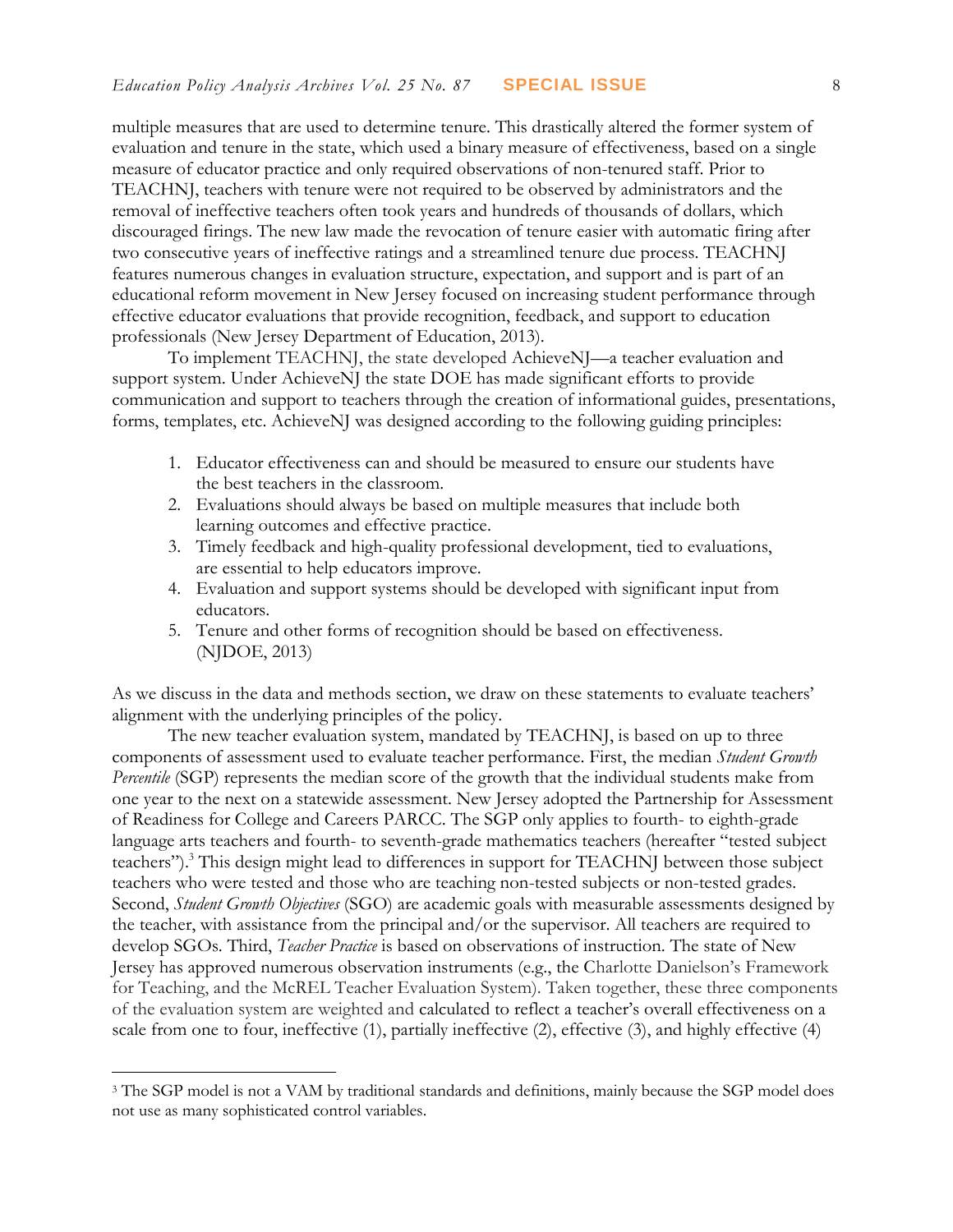multiple measures that are used to determine tenure. This drastically altered the former system of evaluation and tenure in the state, which used a binary measure of effectiveness, based on a single measure of educator practice and only required observations of non-tenured staff. Prior to TEACHNJ, teachers with tenure were not required to be observed by administrators and the removal of ineffective teachers often took years and hundreds of thousands of dollars, which discouraged firings. The new law made the revocation of tenure easier with automatic firing after two consecutive years of ineffective ratings and a streamlined tenure due process. TEACHNJ features numerous changes in evaluation structure, expectation, and support and is part of an educational reform movement in New Jersey focused on increasing student performance through effective educator evaluations that provide recognition, feedback, and support to education professionals (New Jersey Department of Education, 2013).

To implement TEACHNJ, the state developed AchieveNJ—a teacher evaluation and support system. Under AchieveNJ the state DOE has made significant efforts to provide communication and support to teachers through the creation of informational guides, presentations, forms, templates, etc. AchieveNJ was designed according to the following guiding principles:

1. Educator effectiveness can and should be measured to ensure our students have the best teachers in the classroom.
2. Evaluations should always be based on multiple measures that include both learning outcomes and effective practice.
3. Timely feedback and high-quality professional development, tied to evaluations, are essential to help educators improve.
4. Evaluation and support systems should be developed with significant input from educators.
5. Tenure and other forms of recognition should be based on effectiveness. (NJDOE, 2013)

As we discuss in the data and methods section, we draw on these statements to evaluate teachers' alignment with the underlying principles of the policy.

The new teacher evaluation system, mandated by TEACHNJ, is based on up to three components of assessment used to evaluate teacher performance. First, the median *Student Growth Percentile* (SGP) represents the median score of the growth that the individual students make from one year to the next on a statewide assessment. New Jersey adopted the Partnership for Assessment of Readiness for College and Careers PARCC. The SGP only applies to fourth- to eighth-grade language arts teachers and fourth- to seventh-grade mathematics teachers (hereafter "tested subject teachers").[3] This design might lead to differences in support for TEACHNJ between those subject teachers who were tested and those who are teaching non-tested subjects or non-tested grades. Second, *Student Growth Objectives* (SGO) are academic goals with measurable assessments designed by the teacher, with assistance from the principal and/or the supervisor. All teachers are required to develop SGOs. Third, *Teacher Practice* is based on observations of instruction. The state of New Jersey has approved numerous observation instruments (e.g., the Charlotte Danielson's Framework for Teaching, and the McREL Teacher Evaluation System). Taken together, these three components of the evaluation system are weighted and calculated to reflect a teacher's overall effectiveness on a scale from one to four, ineffective (1), partially ineffective (2), effective (3), and highly effective (4)

[3] The SGP model is not a VAM by traditional standards and definitions, mainly because the SGP model does not use as many sophisticated control variables.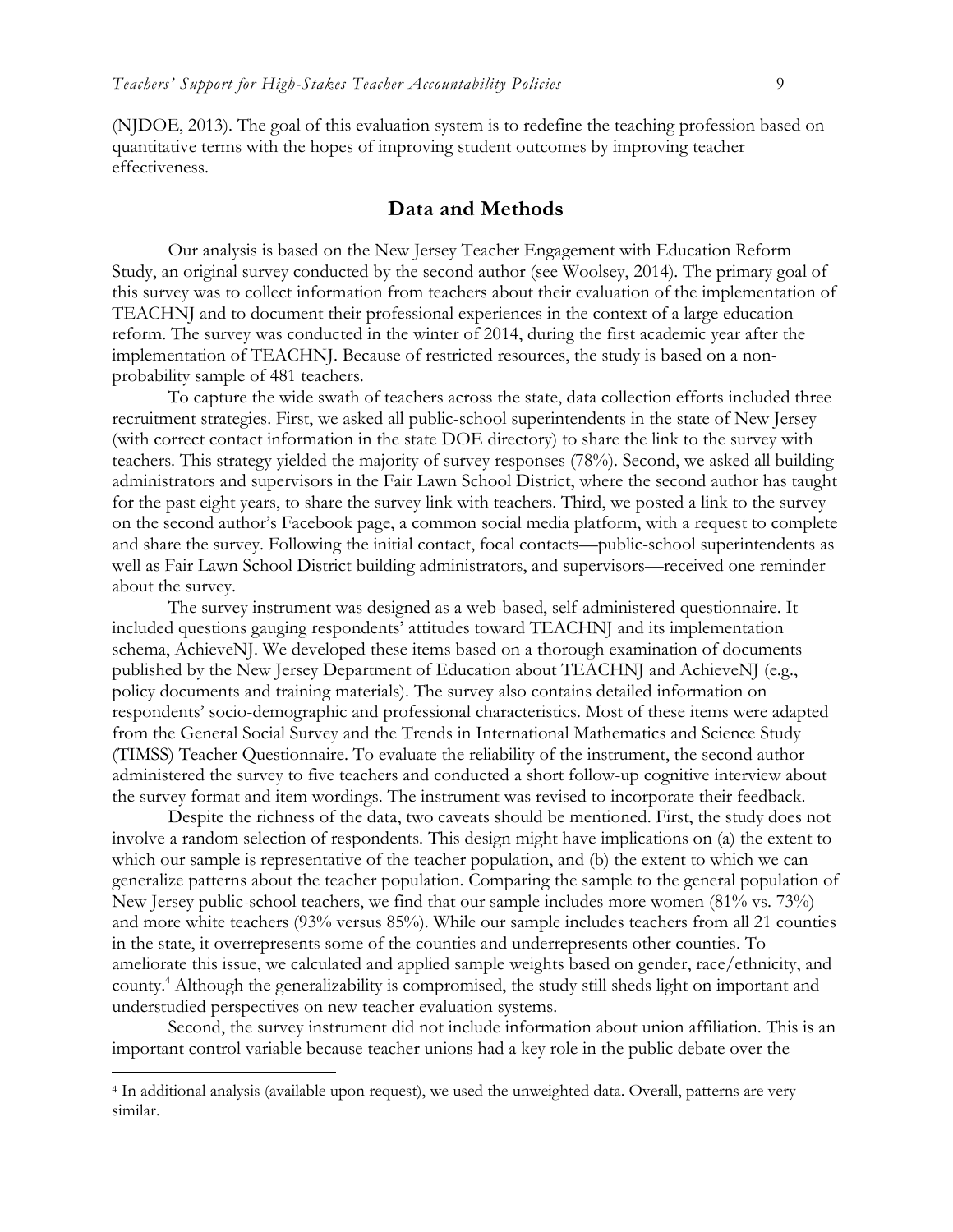(NJDOE, 2013). The goal of this evaluation system is to redefine the teaching profession based on quantitative terms with the hopes of improving student outcomes by improving teacher effectiveness.

## Data and Methods

Our analysis is based on the New Jersey Teacher Engagement with Education Reform Study, an original survey conducted by the second author (see Woolsey, 2014). The primary goal of this survey was to collect information from teachers about their evaluation of the implementation of TEACHNJ and to document their professional experiences in the context of a large education reform. The survey was conducted in the winter of 2014, during the first academic year after the implementation of TEACHNJ. Because of restricted resources, the study is based on a non-probability sample of 481 teachers.

To capture the wide swath of teachers across the state, data collection efforts included three recruitment strategies. First, we asked all public-school superintendents in the state of New Jersey (with correct contact information in the state DOE directory) to share the link to the survey with teachers. This strategy yielded the majority of survey responses (78%). Second, we asked all building administrators and supervisors in the Fair Lawn School District, where the second author has taught for the past eight years, to share the survey link with teachers. Third, we posted a link to the survey on the second author's Facebook page, a common social media platform, with a request to complete and share the survey. Following the initial contact, focal contacts—public-school superintendents as well as Fair Lawn School District building administrators, and supervisors—received one reminder about the survey.

The survey instrument was designed as a web-based, self-administered questionnaire. It included questions gauging respondents' attitudes toward TEACHNJ and its implementation schema, AchieveNJ. We developed these items based on a thorough examination of documents published by the New Jersey Department of Education about TEACHNJ and AchieveNJ (e.g., policy documents and training materials). The survey also contains detailed information on respondents' socio-demographic and professional characteristics. Most of these items were adapted from the General Social Survey and the Trends in International Mathematics and Science Study (TIMSS) Teacher Questionnaire. To evaluate the reliability of the instrument, the second author administered the survey to five teachers and conducted a short follow-up cognitive interview about the survey format and item wordings. The instrument was revised to incorporate their feedback.

Despite the richness of the data, two caveats should be mentioned. First, the study does not involve a random selection of respondents. This design might have implications on (a) the extent to which our sample is representative of the teacher population, and (b) the extent to which we can generalize patterns about the teacher population. Comparing the sample to the general population of New Jersey public-school teachers, we find that our sample includes more women (81% vs. 73%) and more white teachers (93% versus 85%). While our sample includes teachers from all 21 counties in the state, it overrepresents some of the counties and underrepresents other counties. To ameliorate this issue, we calculated and applied sample weights based on gender, race/ethnicity, and county.[4] Although the generalizability is compromised, the study still sheds light on important and understudied perspectives on new teacher evaluation systems.

Second, the survey instrument did not include information about union affiliation. This is an important control variable because teacher unions had a key role in the public debate over the

[4] In additional analysis (available upon request), we used the unweighted data. Overall, patterns are very similar.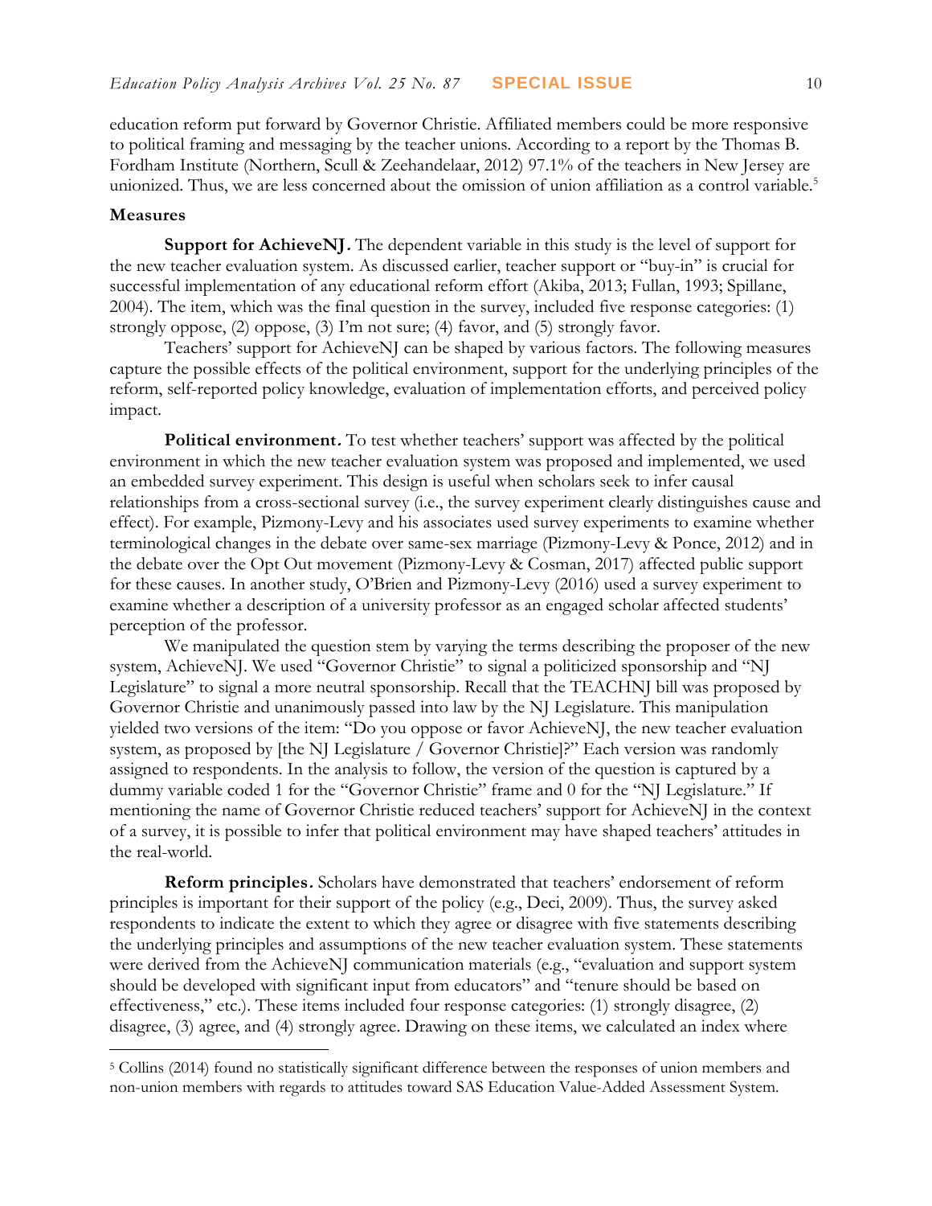education reform put forward by Governor Christie. Affiliated members could be more responsive to political framing and messaging by the teacher unions. According to a report by the Thomas B. Fordham Institute (Northern, Scull & Zeehandelaar, 2012) 97.1% of the teachers in New Jersey are unionized. Thus, we are less concerned about the omission of union affiliation as a control variable.[5]

### Measures

**Support for AchieveNJ.** The dependent variable in this study is the level of support for the new teacher evaluation system. As discussed earlier, teacher support or "buy-in" is crucial for successful implementation of any educational reform effort (Akiba, 2013; Fullan, 1993; Spillane, 2004). The item, which was the final question in the survey, included five response categories: (1) strongly oppose, (2) oppose, (3) I'm not sure; (4) favor, and (5) strongly favor.

Teachers' support for AchieveNJ can be shaped by various factors. The following measures capture the possible effects of the political environment, support for the underlying principles of the reform, self-reported policy knowledge, evaluation of implementation efforts, and perceived policy impact.

**Political environment.** To test whether teachers' support was affected by the political environment in which the new teacher evaluation system was proposed and implemented, we used an embedded survey experiment. This design is useful when scholars seek to infer causal relationships from a cross-sectional survey (i.e., the survey experiment clearly distinguishes cause and effect). For example, Pizmony-Levy and his associates used survey experiments to examine whether terminological changes in the debate over same-sex marriage (Pizmony-Levy & Ponce, 2012) and in the debate over the Opt Out movement (Pizmony-Levy & Cosman, 2017) affected public support for these causes. In another study, O'Brien and Pizmony-Levy (2016) used a survey experiment to examine whether a description of a university professor as an engaged scholar affected students' perception of the professor.

We manipulated the question stem by varying the terms describing the proposer of the new system, AchieveNJ. We used "Governor Christie" to signal a politicized sponsorship and "NJ Legislature" to signal a more neutral sponsorship. Recall that the TEACHNJ bill was proposed by Governor Christie and unanimously passed into law by the NJ Legislature. This manipulation yielded two versions of the item: "Do you oppose or favor AchieveNJ, the new teacher evaluation system, as proposed by [the NJ Legislature / Governor Christie]?" Each version was randomly assigned to respondents. In the analysis to follow, the version of the question is captured by a dummy variable coded 1 for the "Governor Christie" frame and 0 for the "NJ Legislature." If mentioning the name of Governor Christie reduced teachers' support for AchieveNJ in the context of a survey, it is possible to infer that political environment may have shaped teachers' attitudes in the real-world.

**Reform principles.** Scholars have demonstrated that teachers' endorsement of reform principles is important for their support of the policy (e.g., Deci, 2009). Thus, the survey asked respondents to indicate the extent to which they agree or disagree with five statements describing the underlying principles and assumptions of the new teacher evaluation system. These statements were derived from the AchieveNJ communication materials (e.g., "evaluation and support system should be developed with significant input from educators" and "tenure should be based on effectiveness," etc.). These items included four response categories: (1) strongly disagree, (2) disagree, (3) agree, and (4) strongly agree. Drawing on these items, we calculated an index where

[5] Collins (2014) found no statistically significant difference between the responses of union members and non-union members with regards to attitudes toward SAS Education Value-Added Assessment System.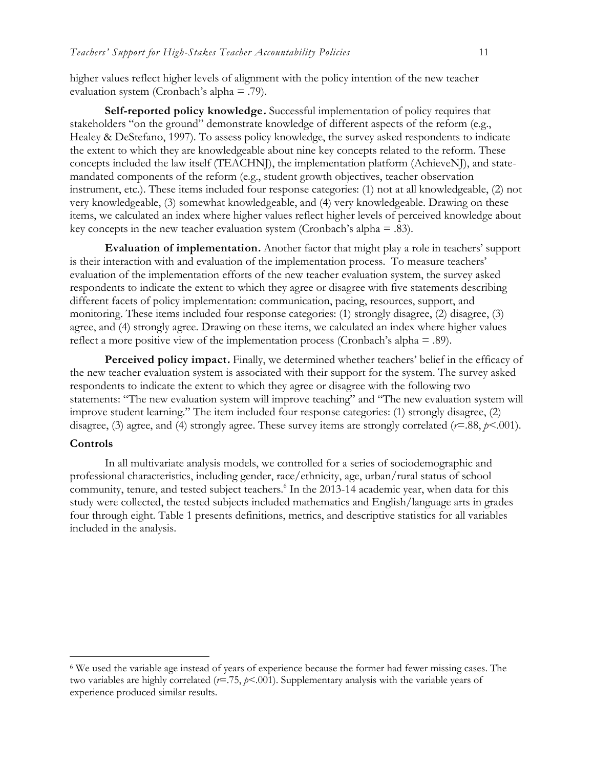higher values reflect higher levels of alignment with the policy intention of the new teacher evaluation system (Cronbach's alpha = .79).

**Self-reported policy knowledge.** Successful implementation of policy requires that stakeholders "on the ground" demonstrate knowledge of different aspects of the reform (e.g., Healey & DeStefano, 1997). To assess policy knowledge, the survey asked respondents to indicate the extent to which they are knowledgeable about nine key concepts related to the reform. These concepts included the law itself (TEACHNJ), the implementation platform (AchieveNJ), and state-mandated components of the reform (e.g., student growth objectives, teacher observation instrument, etc.). These items included four response categories: (1) not at all knowledgeable, (2) not very knowledgeable, (3) somewhat knowledgeable, and (4) very knowledgeable. Drawing on these items, we calculated an index where higher values reflect higher levels of perceived knowledge about key concepts in the new teacher evaluation system (Cronbach's alpha = .83).

**Evaluation of implementation.** Another factor that might play a role in teachers' support is their interaction with and evaluation of the implementation process. To measure teachers' evaluation of the implementation efforts of the new teacher evaluation system, the survey asked respondents to indicate the extent to which they agree or disagree with five statements describing different facets of policy implementation: communication, pacing, resources, support, and monitoring. These items included four response categories: (1) strongly disagree, (2) disagree, (3) agree, and (4) strongly agree. Drawing on these items, we calculated an index where higher values reflect a more positive view of the implementation process (Cronbach's alpha = .89).

**Perceived policy impact.** Finally, we determined whether teachers' belief in the efficacy of the new teacher evaluation system is associated with their support for the system. The survey asked respondents to indicate the extent to which they agree or disagree with the following two statements: "The new evaluation system will improve teaching" and "The new evaluation system will improve student learning." The item included four response categories: (1) strongly disagree, (2) disagree, (3) agree, and (4) strongly agree. These survey items are strongly correlated ($r$=.88, $p$<.001).

### Controls

In all multivariate analysis models, we controlled for a series of sociodemographic and professional characteristics, including gender, race/ethnicity, age, urban/rural status of school community, tenure, and tested subject teachers.[6] In the 2013-14 academic year, when data for this study were collected, the tested subjects included mathematics and English/language arts in grades four through eight. Table 1 presents definitions, metrics, and descriptive statistics for all variables included in the analysis.

[6] We used the variable age instead of years of experience because the former had fewer missing cases. The two variables are highly correlated ($r$=.75, $p$<.001). Supplementary analysis with the variable years of experience produced similar results.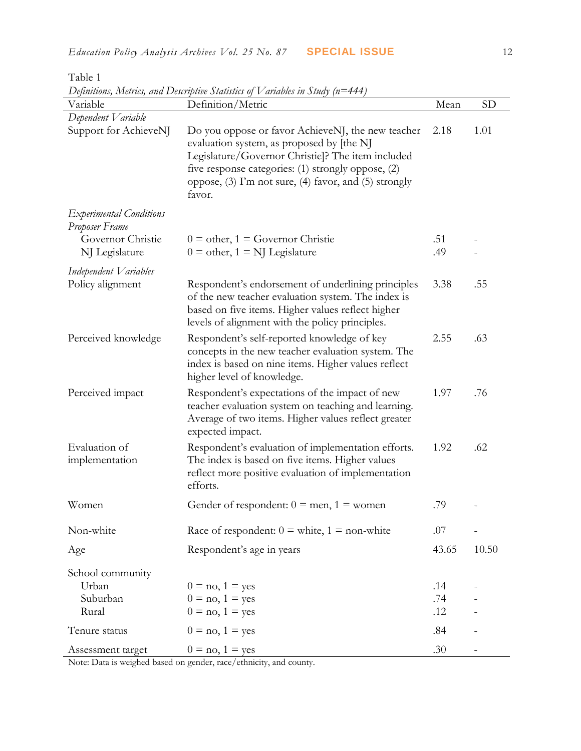Table 1

*Definitions, Metrics, and Descriptive Statistics of Variables in Study (n=444)*

| Variable | Definition/Metric | Mean | SD |
|---|---|---|---|
| *Dependent Variable* | | | |
| Support for AchieveNJ | Do you oppose or favor AchieveNJ, the new teacher evaluation system, as proposed by [the NJ Legislature/Governor Christie]? The item included five response categories: (1) strongly oppose, (2) oppose, (3) I'm not sure, (4) favor, and (5) strongly favor. | 2.18 | 1.01 |
| *Experimental Conditions* | | | |
| *Proposer Frame* | | | |
| Governor Christie | 0 = other, 1 = Governor Christie | .51 | - |
| NJ Legislature | 0 = other, 1 = NJ Legislature | .49 | - |
| *Independent Variables* | | | |
| Policy alignment | Respondent's endorsement of underlining principles of the new teacher evaluation system. The index is based on five items. Higher values reflect higher levels of alignment with the policy principles. | 3.38 | .55 |
| Perceived knowledge | Respondent's self-reported knowledge of key concepts in the new teacher evaluation system. The index is based on nine items. Higher values reflect higher level of knowledge. | 2.55 | .63 |
| Perceived impact | Respondent's expectations of the impact of new teacher evaluation system on teaching and learning. Average of two items. Higher values reflect greater expected impact. | 1.97 | .76 |
| Evaluation of implementation | Respondent's evaluation of implementation efforts. The index is based on five items. Higher values reflect more positive evaluation of implementation efforts. | 1.92 | .62 |
| Women | Gender of respondent: 0 = men, 1 = women | .79 | - |
| Non-white | Race of respondent: 0 = white, 1 = non-white | .07 | - |
| Age | Respondent's age in years | 43.65 | 10.50 |
| School community | | | |
| Urban | 0 = no, 1 = yes | .14 | - |
| Suburban | 0 = no, 1 = yes | .74 | - |
| Rural | 0 = no, 1 = yes | .12 | - |
| Tenure status | 0 = no, 1 = yes | .84 | - |
| Assessment target | 0 = no, 1 = yes | .30 | - |

Note: Data is weighed based on gender, race/ethnicity, and county.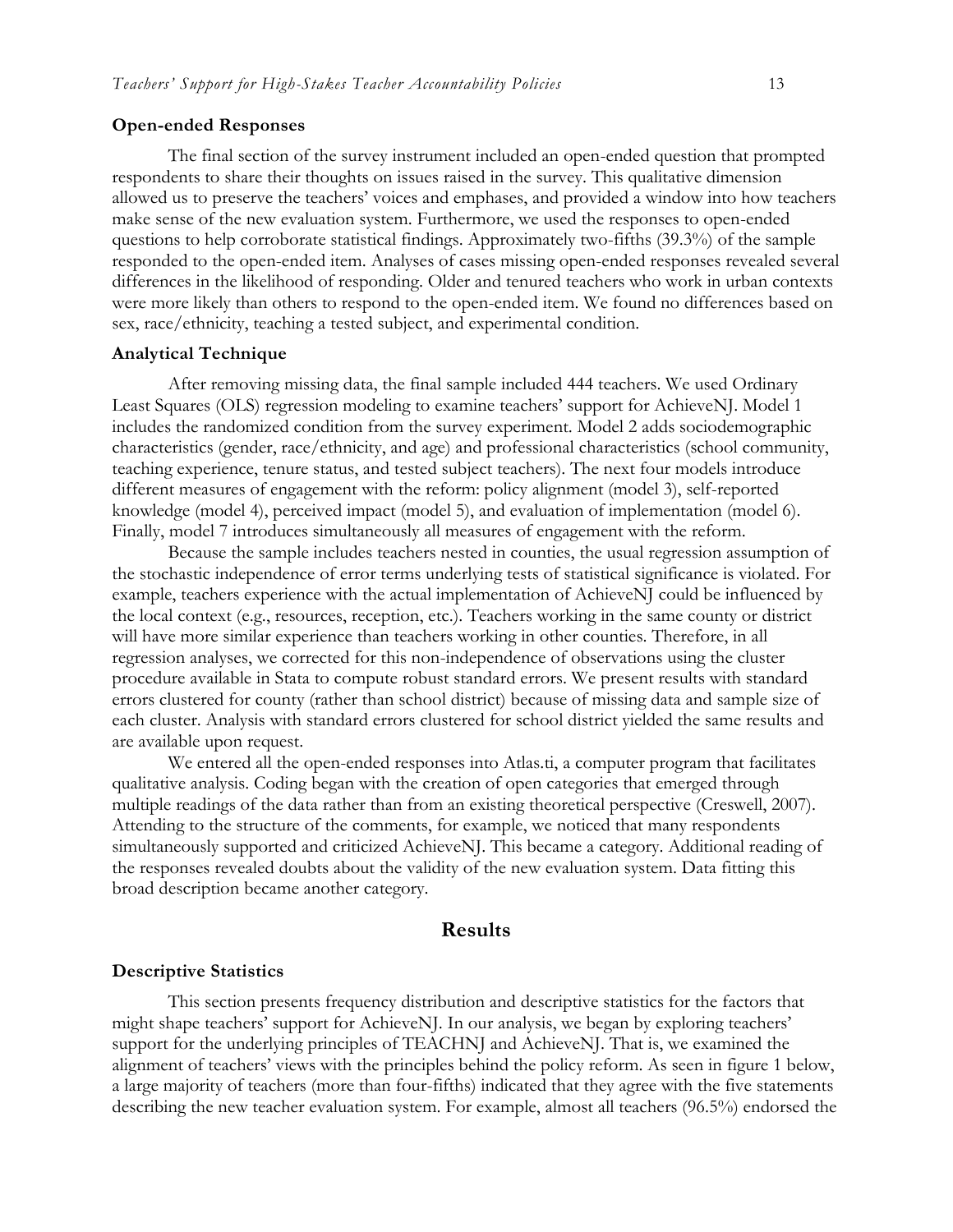### Open-ended Responses

The final section of the survey instrument included an open-ended question that prompted respondents to share their thoughts on issues raised in the survey. This qualitative dimension allowed us to preserve the teachers' voices and emphases, and provided a window into how teachers make sense of the new evaluation system. Furthermore, we used the responses to open-ended questions to help corroborate statistical findings. Approximately two-fifths (39.3%) of the sample responded to the open-ended item. Analyses of cases missing open-ended responses revealed several differences in the likelihood of responding. Older and tenured teachers who work in urban contexts were more likely than others to respond to the open-ended item. We found no differences based on sex, race/ethnicity, teaching a tested subject, and experimental condition.

### Analytical Technique

After removing missing data, the final sample included 444 teachers. We used Ordinary Least Squares (OLS) regression modeling to examine teachers' support for AchieveNJ. Model 1 includes the randomized condition from the survey experiment. Model 2 adds sociodemographic characteristics (gender, race/ethnicity, and age) and professional characteristics (school community, teaching experience, tenure status, and tested subject teachers). The next four models introduce different measures of engagement with the reform: policy alignment (model 3), self-reported knowledge (model 4), perceived impact (model 5), and evaluation of implementation (model 6). Finally, model 7 introduces simultaneously all measures of engagement with the reform.

Because the sample includes teachers nested in counties, the usual regression assumption of the stochastic independence of error terms underlying tests of statistical significance is violated. For example, teachers experience with the actual implementation of AchieveNJ could be influenced by the local context (e.g., resources, reception, etc.). Teachers working in the same county or district will have more similar experience than teachers working in other counties. Therefore, in all regression analyses, we corrected for this non-independence of observations using the cluster procedure available in Stata to compute robust standard errors. We present results with standard errors clustered for county (rather than school district) because of missing data and sample size of each cluster. Analysis with standard errors clustered for school district yielded the same results and are available upon request.

We entered all the open-ended responses into Atlas.ti, a computer program that facilitates qualitative analysis. Coding began with the creation of open categories that emerged through multiple readings of the data rather than from an existing theoretical perspective (Creswell, 2007). Attending to the structure of the comments, for example, we noticed that many respondents simultaneously supported and criticized AchieveNJ. This became a category. Additional reading of the responses revealed doubts about the validity of the new evaluation system. Data fitting this broad description became another category.

## Results

### Descriptive Statistics

This section presents frequency distribution and descriptive statistics for the factors that might shape teachers' support for AchieveNJ. In our analysis, we began by exploring teachers' support for the underlying principles of TEACHNJ and AchieveNJ. That is, we examined the alignment of teachers' views with the principles behind the policy reform. As seen in figure 1 below, a large majority of teachers (more than four-fifths) indicated that they agree with the five statements describing the new teacher evaluation system. For example, almost all teachers (96.5%) endorsed the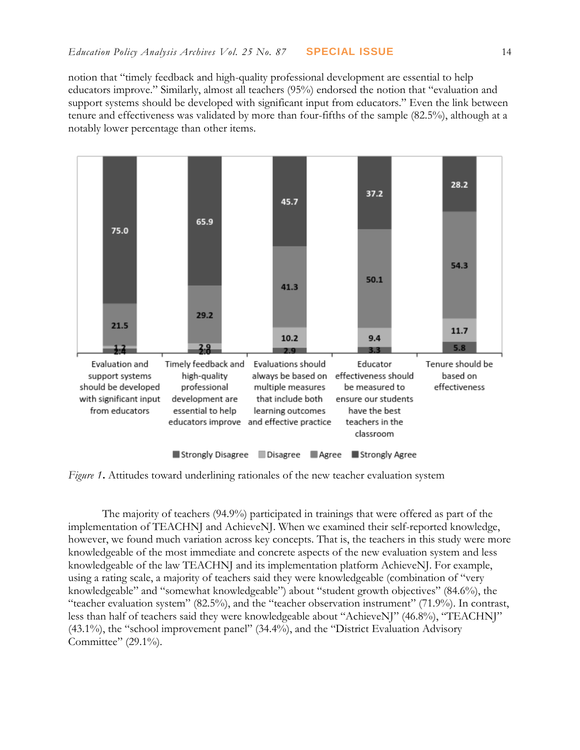notion that "timely feedback and high-quality professional development are essential to help educators improve." Similarly, almost all teachers (95%) endorsed the notion that "evaluation and support systems should be developed with significant input from educators." Even the link between tenure and effectiveness was validated by more than four-fifths of the sample (82.5%), although at a notably lower percentage than other items.

| Item | Strongly Disagree | Disagree | Agree | Strongly Agree |
|---|---|---|---|---|
| Evaluation and support systems should be developed with significant input from educators | 2.4 | 1.2 | 21.5 | 75.0 |
| Timely feedback and high-quality professional development are essential to help educators improve | 2.0 | 2.9 | 29.2 | 65.9 |
| Evaluations should always be based on multiple measures that include both learning outcomes and effective practice | 2.9 | 10.2 | 41.3 | 45.7 |
| Educator effectiveness should be measured to ensure our students have the best teachers in the classroom | 3.3 | 9.4 | 50.1 | 37.2 |
| Tenure should be based on effectiveness | 5.8 | 11.7 | 54.3 | 28.2 |

*Figure 1*. Attitudes toward underlining rationales of the new teacher evaluation system

The majority of teachers (94.9%) participated in trainings that were offered as part of the implementation of TEACHNJ and AchieveNJ. When we examined their self-reported knowledge, however, we found much variation across key concepts. That is, the teachers in this study were more knowledgeable of the most immediate and concrete aspects of the new evaluation system and less knowledgeable of the law TEACHNJ and its implementation platform AchieveNJ. For example, using a rating scale, a majority of teachers said they were knowledgeable (combination of "very knowledgeable" and "somewhat knowledgeable") about "student growth objectives" (84.6%), the "teacher evaluation system" (82.5%), and the "teacher observation instrument" (71.9%). In contrast, less than half of teachers said they were knowledgeable about "AchieveNJ" (46.8%), "TEACHNJ" (43.1%), the "school improvement panel" (34.4%), and the "District Evaluation Advisory Committee" (29.1%).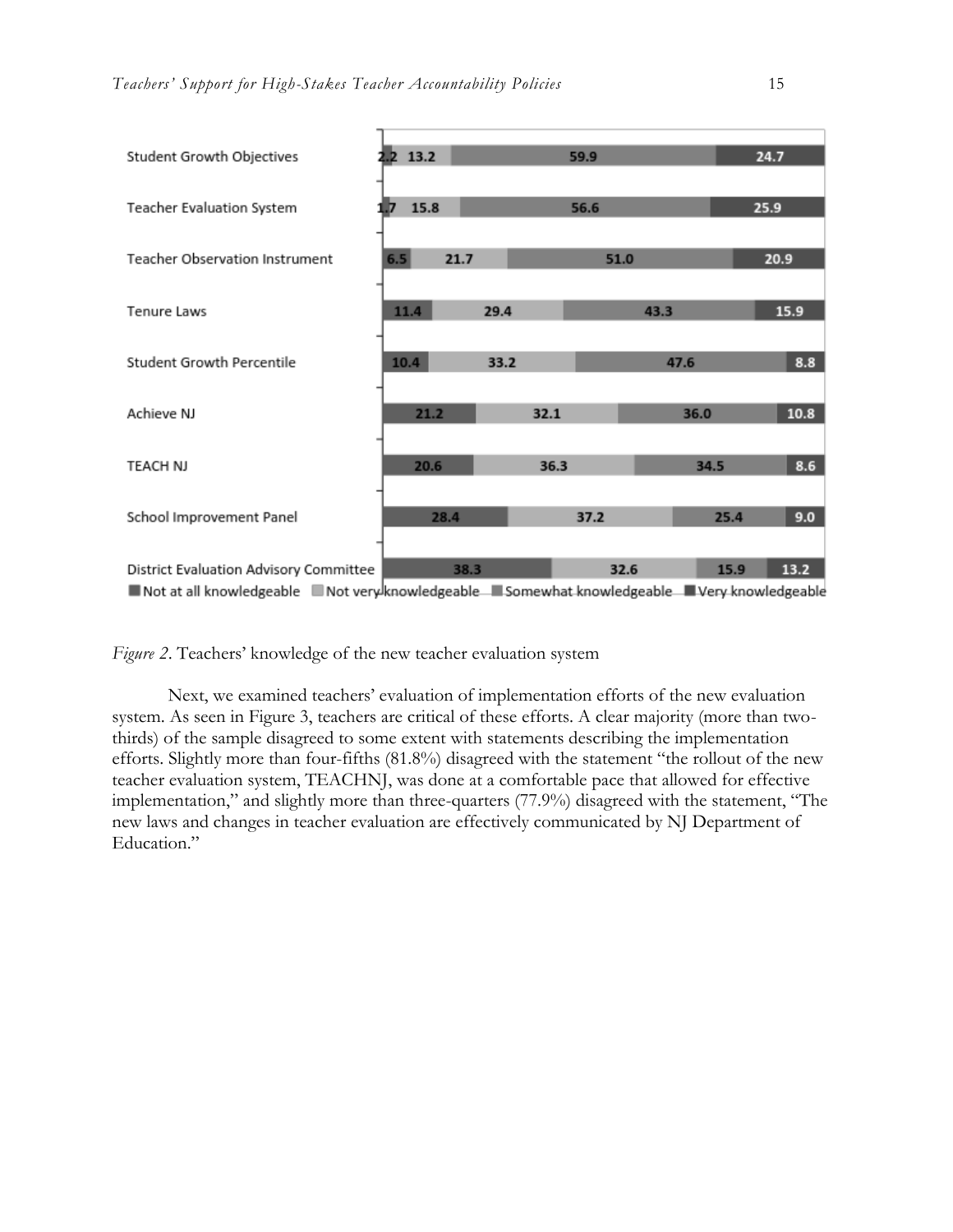| | Not at all knowledgeable | Not very knowledgeable | Somewhat knowledgeable | Very knowledgeable |
|---|---|---|---|---|
| Student Growth Objectives | 2.2 | 13.2 | 59.9 | 24.7 |
| Teacher Evaluation System | 1.7 | 15.8 | 56.6 | 25.9 |
| Teacher Observation Instrument | 6.5 | 21.7 | 51.0 | 20.9 |
| Tenure Laws | 11.4 | 29.4 | 43.3 | 15.9 |
| Student Growth Percentile | 10.4 | 33.2 | 47.6 | 8.8 |
| Achieve NJ | 21.2 | 32.1 | 36.0 | 10.8 |
| TEACH NJ | 20.6 | 36.3 | 34.5 | 8.6 |
| School Improvement Panel | 28.4 | 37.2 | 25.4 | 9.0 |
| District Evaluation Advisory Committee | 38.3 | 32.6 | 15.9 | 13.2 |

*Figure 2*. Teachers' knowledge of the new teacher evaluation system

Next, we examined teachers' evaluation of implementation efforts of the new evaluation system. As seen in Figure 3, teachers are critical of these efforts. A clear majority (more than two-thirds) of the sample disagreed to some extent with statements describing the implementation efforts. Slightly more than four-fifths (81.8%) disagreed with the statement "the rollout of the new teacher evaluation system, TEACHNJ, was done at a comfortable pace that allowed for effective implementation," and slightly more than three-quarters (77.9%) disagreed with the statement, "The new laws and changes in teacher evaluation are effectively communicated by NJ Department of Education."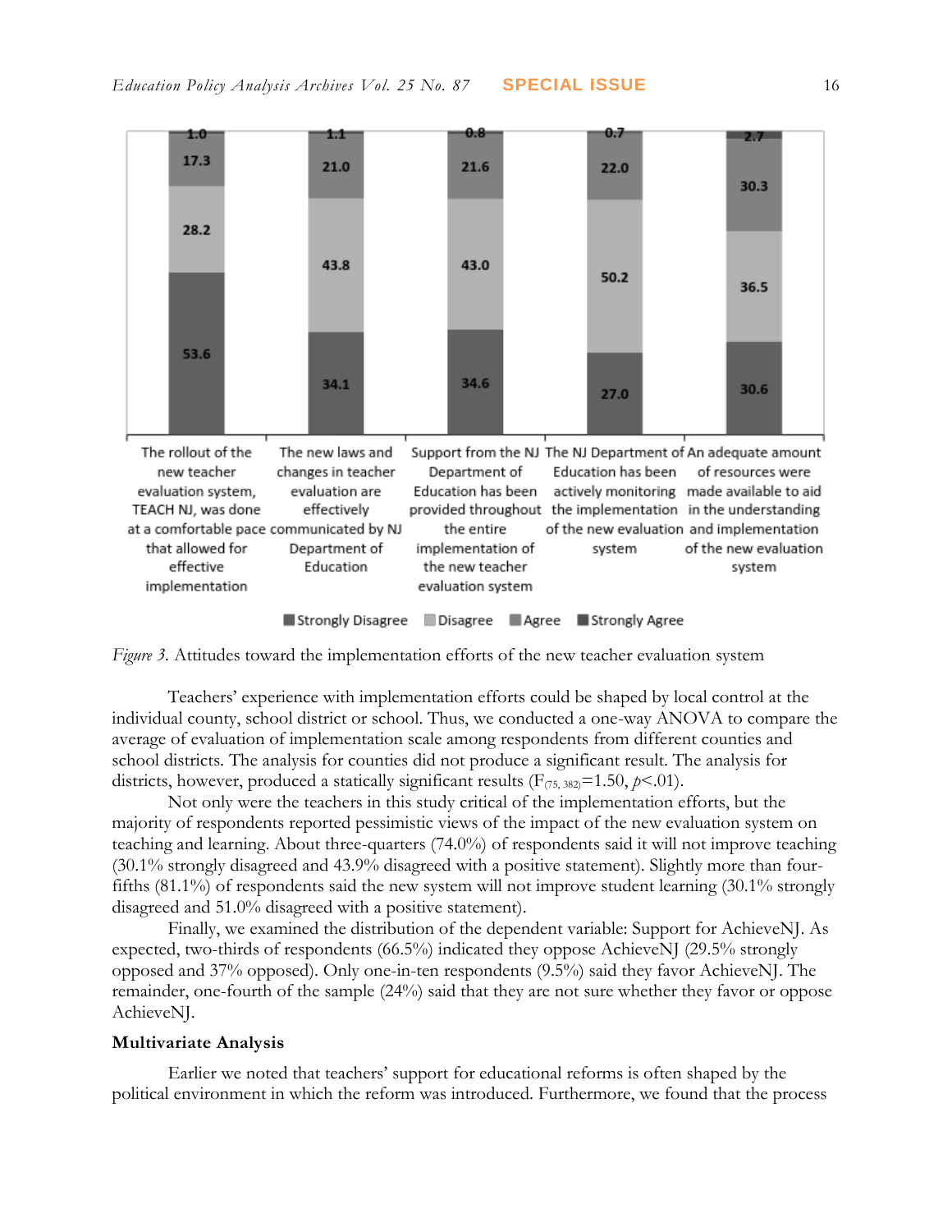| | Strongly Disagree | Disagree | Agree | Strongly Agree |
|---|---|---|---|---|
| The rollout of the new teacher evaluation system, TEACH NJ, was done at a comfortable pace that allowed for effective implementation | 53.6 | 28.2 | 17.3 | 1.0 |
| The new laws and changes in teacher evaluation are effectively communicated by NJ Department of Education | 34.1 | 43.8 | 21.0 | 1.1 |
| Support from the NJ Department of Education has been provided throughout the entire implementation of the new teacher evaluation system | 34.6 | 43.0 | 21.6 | 0.8 |
| The NJ Department of Education has been actively monitoring the implementation of the new evaluation system | 27.0 | 50.2 | 22.0 | 0.7 |
| An adequate amount of resources were made available to aid in the understanding and implementation of the new evaluation system | 30.6 | 36.5 | 30.3 | 2.7 |

*Figure 3.* Attitudes toward the implementation efforts of the new teacher evaluation system

Teachers' experience with implementation efforts could be shaped by local control at the individual county, school district or school. Thus, we conducted a one-way ANOVA to compare the average of evaluation of implementation scale among respondents from different counties and school districts. The analysis for counties did not produce a significant result. The analysis for districts, however, produced a statically significant results ($F_{(75, 382)}$=1.50, $p$<.01).

Not only were the teachers in this study critical of the implementation efforts, but the majority of respondents reported pessimistic views of the impact of the new evaluation system on teaching and learning. About three-quarters (74.0%) of respondents said it will not improve teaching (30.1% strongly disagreed and 43.9% disagreed with a positive statement). Slightly more than four-fifths (81.1%) of respondents said the new system will not improve student learning (30.1% strongly disagreed and 51.0% disagreed with a positive statement).

Finally, we examined the distribution of the dependent variable: Support for AchieveNJ. As expected, two-thirds of respondents (66.5%) indicated they oppose AchieveNJ (29.5% strongly opposed and 37% opposed). Only one-in-ten respondents (9.5%) said they favor AchieveNJ. The remainder, one-fourth of the sample (24%) said that they are not sure whether they favor or oppose AchieveNJ.

**Multivariate Analysis**

Earlier we noted that teachers' support for educational reforms is often shaped by the political environment in which the reform was introduced. Furthermore, we found that the process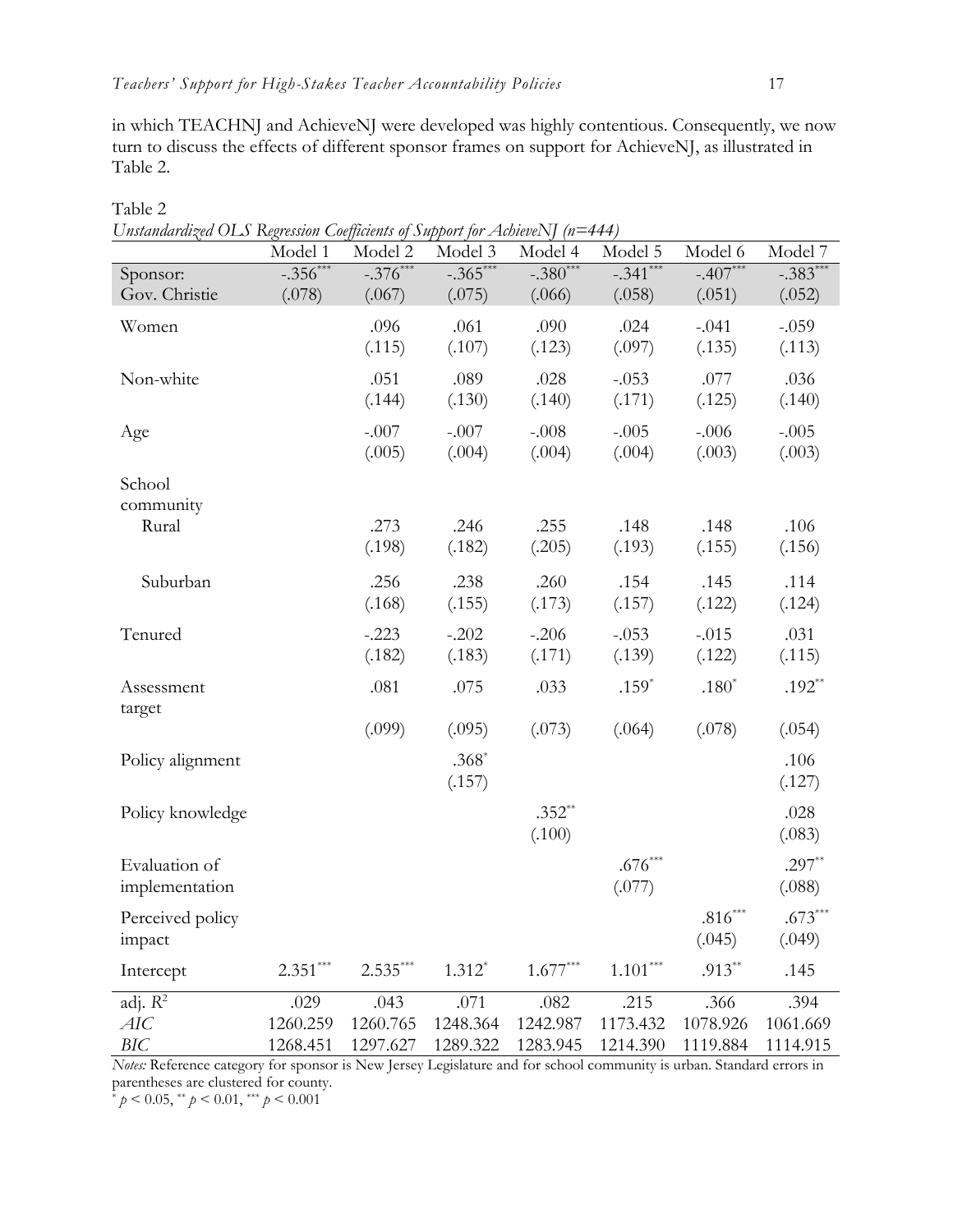in which TEACHNJ and AchieveNJ were developed was highly contentious. Consequently, we now turn to discuss the effects of different sponsor frames on support for AchieveNJ, as illustrated in Table 2.

Table 2

*Unstandardized OLS Regression Coefficients of Support for AchieveNJ (n=444)*

| | Model 1 | Model 2 | Model 3 | Model 4 | Model 5 | Model 6 | Model 7 |
|---|---|---|---|---|---|---|---|
| Sponsor: Gov. Christie | -.356*** | -.376*** | -.365*** | -.380*** | -.341*** | -.407*** | -.383*** |
| | (.078) | (.067) | (.075) | (.066) | (.058) | (.051) | (.052) |
| Women | | .096 | .061 | .090 | .024 | -.041 | -.059 |
| | | (.115) | (.107) | (.123) | (.097) | (.135) | (.113) |
| Non-white | | .051 | .089 | .028 | -.053 | .077 | .036 |
| | | (.144) | (.130) | (.140) | (.171) | (.125) | (.140) |
| Age | | -.007 | -.007 | -.008 | -.005 | -.006 | -.005 |
| | | (.005) | (.004) | (.004) | (.004) | (.003) | (.003) |
| School community | | | | | | | |
| Rural | | .273 | .246 | .255 | .148 | .148 | .106 |
| | | (.198) | (.182) | (.205) | (.193) | (.155) | (.156) |
| Suburban | | .256 | .238 | .260 | .154 | .145 | .114 |
| | | (.168) | (.155) | (.173) | (.157) | (.122) | (.124) |
| Tenured | | -.223 | -.202 | -.206 | -.053 | -.015 | .031 |
| | | (.182) | (.183) | (.171) | (.139) | (.122) | (.115) |
| Assessment target | | .081 | .075 | .033 | .159* | .180* | .192** |
| | | (.099) | (.095) | (.073) | (.064) | (.078) | (.054) |
| Policy alignment | | | .368* | | | | .106 |
| | | | (.157) | | | | (.127) |
| Policy knowledge | | | | .352** | | | .028 |
| | | | | (.100) | | | (.083) |
| Evaluation of implementation | | | | | .676*** | | .297** |
| | | | | | (.077) | | (.088) |
| Perceived policy impact | | | | | | .816*** | .673*** |
| | | | | | | (.045) | (.049) |
| Intercept | 2.351*** | 2.535*** | 1.312* | 1.677*** | 1.101*** | .913** | .145 |
| adj. $R^2$ | .029 | .043 | .071 | .082 | .215 | .366 | .394 |
| *AIC* | 1260.259 | 1260.765 | 1248.364 | 1242.987 | 1173.432 | 1078.926 | 1061.669 |
| *BIC* | 1268.451 | 1297.627 | 1289.322 | 1283.945 | 1214.390 | 1119.884 | 1114.915 |

*Notes:* Reference category for sponsor is New Jersey Legislature and for school community is urban. Standard errors in parentheses are clustered for county.

* $p < 0.05$, ** $p < 0.01$, *** $p < 0.001$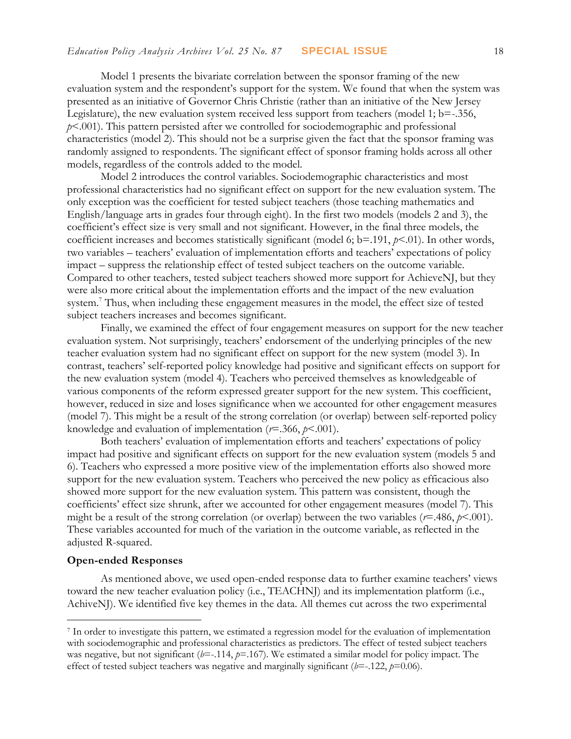Model 1 presents the bivariate correlation between the sponsor framing of the new evaluation system and the respondent's support for the system. We found that when the system was presented as an initiative of Governor Chris Christie (rather than an initiative of the New Jersey Legislature), the new evaluation system received less support from teachers (model 1; b=-.356, $p$<.001). This pattern persisted after we controlled for sociodemographic and professional characteristics (model 2). This should not be a surprise given the fact that the sponsor framing was randomly assigned to respondents. The significant effect of sponsor framing holds across all other models, regardless of the controls added to the model.

Model 2 introduces the control variables. Sociodemographic characteristics and most professional characteristics had no significant effect on support for the new evaluation system. The only exception was the coefficient for tested subject teachers (those teaching mathematics and English/language arts in grades four through eight). In the first two models (models 2 and 3), the coefficient's effect size is very small and not significant. However, in the final three models, the coefficient increases and becomes statistically significant (model 6; b=.191, $p$<.01). In other words, two variables – teachers' evaluation of implementation efforts and teachers' expectations of policy impact – suppress the relationship effect of tested subject teachers on the outcome variable. Compared to other teachers, tested subject teachers showed more support for AchieveNJ, but they were also more critical about the implementation efforts and the impact of the new evaluation system.[7] Thus, when including these engagement measures in the model, the effect size of tested subject teachers increases and becomes significant.

Finally, we examined the effect of four engagement measures on support for the new teacher evaluation system. Not surprisingly, teachers' endorsement of the underlying principles of the new teacher evaluation system had no significant effect on support for the new system (model 3). In contrast, teachers' self-reported policy knowledge had positive and significant effects on support for the new evaluation system (model 4). Teachers who perceived themselves as knowledgeable of various components of the reform expressed greater support for the new system. This coefficient, however, reduced in size and loses significance when we accounted for other engagement measures (model 7). This might be a result of the strong correlation (or overlap) between self-reported policy knowledge and evaluation of implementation ($r$=.366, $p$<.001).

Both teachers' evaluation of implementation efforts and teachers' expectations of policy impact had positive and significant effects on support for the new evaluation system (models 5 and 6). Teachers who expressed a more positive view of the implementation efforts also showed more support for the new evaluation system. Teachers who perceived the new policy as efficacious also showed more support for the new evaluation system. This pattern was consistent, though the coefficients' effect size shrunk, after we accounted for other engagement measures (model 7). This might be a result of the strong correlation (or overlap) between the two variables ($r$=.486, $p$<.001). These variables accounted for much of the variation in the outcome variable, as reflected in the adjusted R-squared.

### Open-ended Responses

As mentioned above, we used open-ended response data to further examine teachers' views toward the new teacher evaluation policy (i.e., TEACHNJ) and its implementation platform (i.e., AchiveNJ). We identified five key themes in the data. All themes cut across the two experimental

[7] In order to investigate this pattern, we estimated a regression model for the evaluation of implementation with sociodemographic and professional characteristics as predictors. The effect of tested subject teachers was negative, but not significant ($b$=-.114, $p$=.167). We estimated a similar model for policy impact. The effect of tested subject teachers was negative and marginally significant ($b$=-.122, $p$=0.06).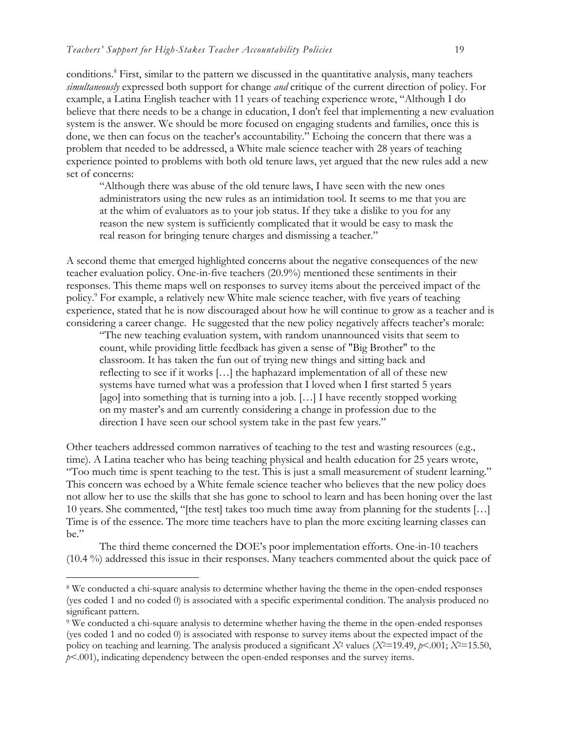conditions.[8] First, similar to the pattern we discussed in the quantitative analysis, many teachers *simultaneously* expressed both support for change *and* critique of the current direction of policy. For example, a Latina English teacher with 11 years of teaching experience wrote, "Although I do believe that there needs to be a change in education, I don't feel that implementing a new evaluation system is the answer. We should be more focused on engaging students and families, once this is done, we then can focus on the teacher's accountability." Echoing the concern that there was a problem that needed to be addressed, a White male science teacher with 28 years of teaching experience pointed to problems with both old tenure laws, yet argued that the new rules add a new set of concerns:

> "Although there was abuse of the old tenure laws, I have seen with the new ones administrators using the new rules as an intimidation tool. It seems to me that you are at the whim of evaluators as to your job status. If they take a dislike to you for any reason the new system is sufficiently complicated that it would be easy to mask the real reason for bringing tenure charges and dismissing a teacher."

A second theme that emerged highlighted concerns about the negative consequences of the new teacher evaluation policy. One-in-five teachers (20.9%) mentioned these sentiments in their responses. This theme maps well on responses to survey items about the perceived impact of the policy.[9] For example, a relatively new White male science teacher, with five years of teaching experience, stated that he is now discouraged about how he will continue to grow as a teacher and is considering a career change. He suggested that the new policy negatively affects teacher's morale:

> "The new teaching evaluation system, with random unannounced visits that seem to count, while providing little feedback has given a sense of "Big Brother" to the classroom. It has taken the fun out of trying new things and sitting back and reflecting to see if it works […] the haphazard implementation of all of these new systems have turned what was a profession that I loved when I first started 5 years [ago] into something that is turning into a job. […] I have recently stopped working on my master's and am currently considering a change in profession due to the direction I have seen our school system take in the past few years."

Other teachers addressed common narratives of teaching to the test and wasting resources (e.g., time). A Latina teacher who has being teaching physical and health education for 25 years wrote, "Too much time is spent teaching to the test. This is just a small measurement of student learning." This concern was echoed by a White female science teacher who believes that the new policy does not allow her to use the skills that she has gone to school to learn and has been honing over the last 10 years. She commented, "[the test] takes too much time away from planning for the students […] Time is of the essence. The more time teachers have to plan the more exciting learning classes can be."

The third theme concerned the DOE's poor implementation efforts. One-in-10 teachers (10.4 %) addressed this issue in their responses. Many teachers commented about the quick pace of

---

[8] We conducted a chi-square analysis to determine whether having the theme in the open-ended responses (yes coded 1 and no coded 0) is associated with a specific experimental condition. The analysis produced no significant pattern.

[9] We conducted a chi-square analysis to determine whether having the theme in the open-ended responses (yes coded 1 and no coded 0) is associated with response to survey items about the expected impact of the policy on teaching and learning. The analysis produced a significant $X^2$ values ($X^2$=19.49, $p$<.001; $X^2$=15.50, $p$<.001), indicating dependency between the open-ended responses and the survey items.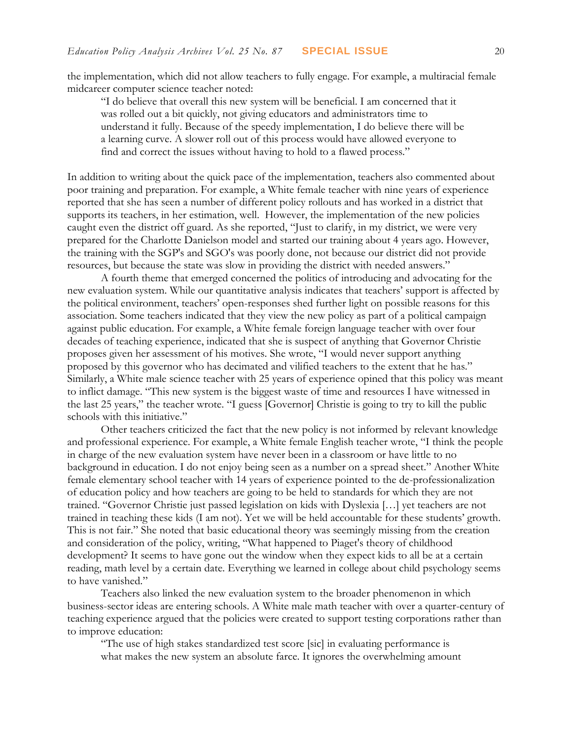the implementation, which did not allow teachers to fully engage. For example, a multiracial female midcareer computer science teacher noted:

> "I do believe that overall this new system will be beneficial. I am concerned that it was rolled out a bit quickly, not giving educators and administrators time to understand it fully. Because of the speedy implementation, I do believe there will be a learning curve. A slower roll out of this process would have allowed everyone to find and correct the issues without having to hold to a flawed process."

In addition to writing about the quick pace of the implementation, teachers also commented about poor training and preparation. For example, a White female teacher with nine years of experience reported that she has seen a number of different policy rollouts and has worked in a district that supports its teachers, in her estimation, well. However, the implementation of the new policies caught even the district off guard. As she reported, "Just to clarify, in my district, we were very prepared for the Charlotte Danielson model and started our training about 4 years ago. However, the training with the SGP's and SGO's was poorly done, not because our district did not provide resources, but because the state was slow in providing the district with needed answers."

A fourth theme that emerged concerned the politics of introducing and advocating for the new evaluation system. While our quantitative analysis indicates that teachers' support is affected by the political environment, teachers' open-responses shed further light on possible reasons for this association. Some teachers indicated that they view the new policy as part of a political campaign against public education. For example, a White female foreign language teacher with over four decades of teaching experience, indicated that she is suspect of anything that Governor Christie proposes given her assessment of his motives. She wrote, "I would never support anything proposed by this governor who has decimated and vilified teachers to the extent that he has." Similarly, a White male science teacher with 25 years of experience opined that this policy was meant to inflict damage. "This new system is the biggest waste of time and resources I have witnessed in the last 25 years," the teacher wrote. "I guess [Governor] Christie is going to try to kill the public schools with this initiative."

Other teachers criticized the fact that the new policy is not informed by relevant knowledge and professional experience. For example, a White female English teacher wrote, "I think the people in charge of the new evaluation system have never been in a classroom or have little to no background in education. I do not enjoy being seen as a number on a spread sheet." Another White female elementary school teacher with 14 years of experience pointed to the de-professionalization of education policy and how teachers are going to be held to standards for which they are not trained. "Governor Christie just passed legislation on kids with Dyslexia […] yet teachers are not trained in teaching these kids (I am not). Yet we will be held accountable for these students' growth. This is not fair." She noted that basic educational theory was seemingly missing from the creation and consideration of the policy, writing, "What happened to Piaget's theory of childhood development? It seems to have gone out the window when they expect kids to all be at a certain reading, math level by a certain date. Everything we learned in college about child psychology seems to have vanished."

Teachers also linked the new evaluation system to the broader phenomenon in which business-sector ideas are entering schools. A White male math teacher with over a quarter-century of teaching experience argued that the policies were created to support testing corporations rather than to improve education:

> "The use of high stakes standardized test score [sic] in evaluating performance is what makes the new system an absolute farce. It ignores the overwhelming amount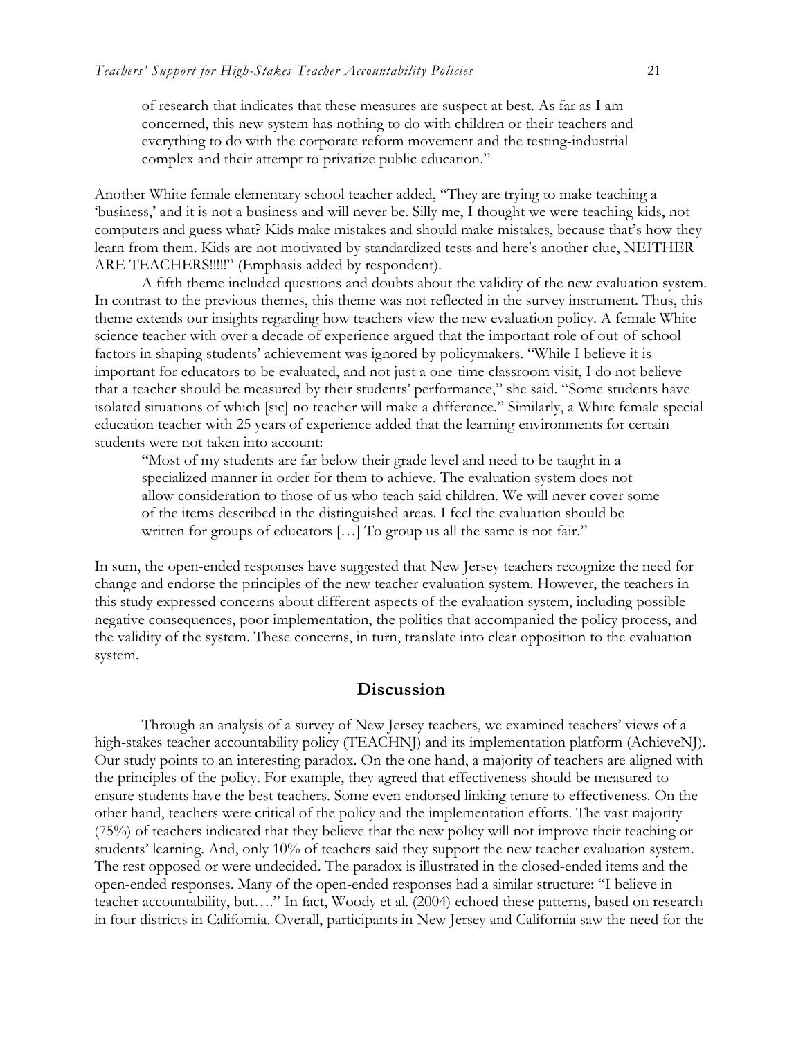> of research that indicates that these measures are suspect at best. As far as I am concerned, this new system has nothing to do with children or their teachers and everything to do with the corporate reform movement and the testing-industrial complex and their attempt to privatize public education."

Another White female elementary school teacher added, "They are trying to make teaching a 'business,' and it is not a business and will never be. Silly me, I thought we were teaching kids, not computers and guess what? Kids make mistakes and should make mistakes, because that's how they learn from them. Kids are not motivated by standardized tests and here's another clue, NEITHER ARE TEACHERS!!!!!" (Emphasis added by respondent).

A fifth theme included questions and doubts about the validity of the new evaluation system. In contrast to the previous themes, this theme was not reflected in the survey instrument. Thus, this theme extends our insights regarding how teachers view the new evaluation policy. A female White science teacher with over a decade of experience argued that the important role of out-of-school factors in shaping students' achievement was ignored by policymakers. "While I believe it is important for educators to be evaluated, and not just a one-time classroom visit, I do not believe that a teacher should be measured by their students' performance," she said. "Some students have isolated situations of which [sic] no teacher will make a difference." Similarly, a White female special education teacher with 25 years of experience added that the learning environments for certain students were not taken into account:

> "Most of my students are far below their grade level and need to be taught in a specialized manner in order for them to achieve. The evaluation system does not allow consideration to those of us who teach said children. We will never cover some of the items described in the distinguished areas. I feel the evaluation should be written for groups of educators […] To group us all the same is not fair."

In sum, the open-ended responses have suggested that New Jersey teachers recognize the need for change and endorse the principles of the new teacher evaluation system. However, the teachers in this study expressed concerns about different aspects of the evaluation system, including possible negative consequences, poor implementation, the politics that accompanied the policy process, and the validity of the system. These concerns, in turn, translate into clear opposition to the evaluation system.

## Discussion

Through an analysis of a survey of New Jersey teachers, we examined teachers' views of a high-stakes teacher accountability policy (TEACHNJ) and its implementation platform (AchieveNJ). Our study points to an interesting paradox. On the one hand, a majority of teachers are aligned with the principles of the policy. For example, they agreed that effectiveness should be measured to ensure students have the best teachers. Some even endorsed linking tenure to effectiveness. On the other hand, teachers were critical of the policy and the implementation efforts. The vast majority (75%) of teachers indicated that they believe that the new policy will not improve their teaching or students' learning. And, only 10% of teachers said they support the new teacher evaluation system. The rest opposed or were undecided. The paradox is illustrated in the closed-ended items and the open-ended responses. Many of the open-ended responses had a similar structure: "I believe in teacher accountability, but…." In fact, Woody et al. (2004) echoed these patterns, based on research in four districts in California. Overall, participants in New Jersey and California saw the need for the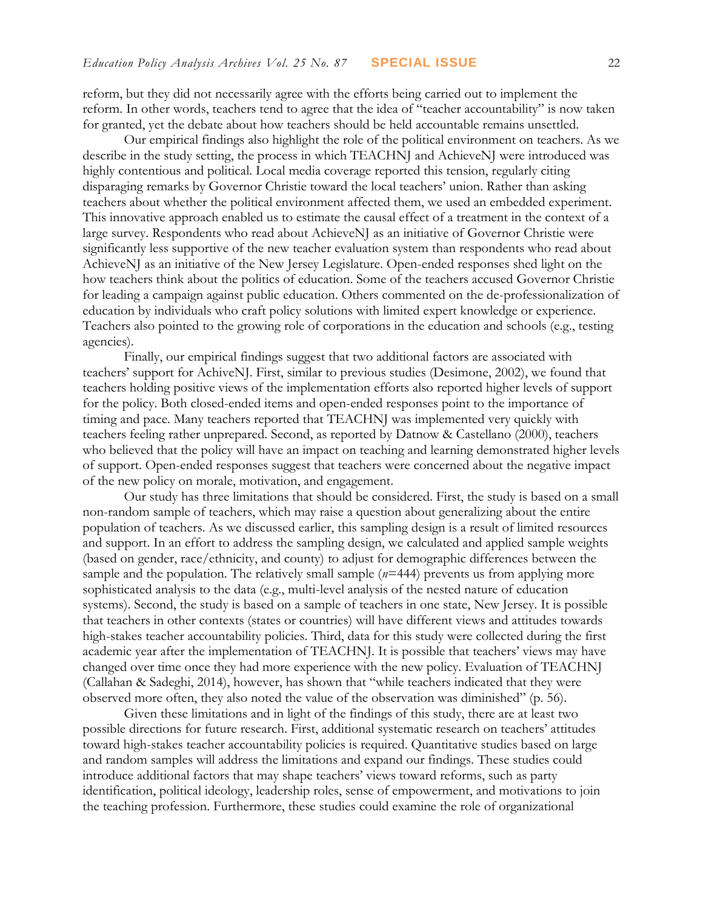reform, but they did not necessarily agree with the efforts being carried out to implement the reform. In other words, teachers tend to agree that the idea of "teacher accountability" is now taken for granted, yet the debate about how teachers should be held accountable remains unsettled.

Our empirical findings also highlight the role of the political environment on teachers. As we describe in the study setting, the process in which TEACHNJ and AchieveNJ were introduced was highly contentious and political. Local media coverage reported this tension, regularly citing disparaging remarks by Governor Christie toward the local teachers' union. Rather than asking teachers about whether the political environment affected them, we used an embedded experiment. This innovative approach enabled us to estimate the causal effect of a treatment in the context of a large survey. Respondents who read about AchieveNJ as an initiative of Governor Christie were significantly less supportive of the new teacher evaluation system than respondents who read about AchieveNJ as an initiative of the New Jersey Legislature. Open-ended responses shed light on the how teachers think about the politics of education. Some of the teachers accused Governor Christie for leading a campaign against public education. Others commented on the de-professionalization of education by individuals who craft policy solutions with limited expert knowledge or experience. Teachers also pointed to the growing role of corporations in the education and schools (e.g., testing agencies).

Finally, our empirical findings suggest that two additional factors are associated with teachers' support for AchiveNJ. First, similar to previous studies (Desimone, 2002), we found that teachers holding positive views of the implementation efforts also reported higher levels of support for the policy. Both closed-ended items and open-ended responses point to the importance of timing and pace. Many teachers reported that TEACHNJ was implemented very quickly with teachers feeling rather unprepared. Second, as reported by Datnow & Castellano (2000), teachers who believed that the policy will have an impact on teaching and learning demonstrated higher levels of support. Open-ended responses suggest that teachers were concerned about the negative impact of the new policy on morale, motivation, and engagement.

Our study has three limitations that should be considered. First, the study is based on a small non-random sample of teachers, which may raise a question about generalizing about the entire population of teachers. As we discussed earlier, this sampling design is a result of limited resources and support. In an effort to address the sampling design, we calculated and applied sample weights (based on gender, race/ethnicity, and county) to adjust for demographic differences between the sample and the population. The relatively small sample ($n$=444) prevents us from applying more sophisticated analysis to the data (e.g., multi-level analysis of the nested nature of education systems). Second, the study is based on a sample of teachers in one state, New Jersey. It is possible that teachers in other contexts (states or countries) will have different views and attitudes towards high-stakes teacher accountability policies. Third, data for this study were collected during the first academic year after the implementation of TEACHNJ. It is possible that teachers' views may have changed over time once they had more experience with the new policy. Evaluation of TEACHNJ (Callahan & Sadeghi, 2014), however, has shown that "while teachers indicated that they were observed more often, they also noted the value of the observation was diminished" (p. 56).

Given these limitations and in light of the findings of this study, there are at least two possible directions for future research. First, additional systematic research on teachers' attitudes toward high-stakes teacher accountability policies is required. Quantitative studies based on large and random samples will address the limitations and expand our findings. These studies could introduce additional factors that may shape teachers' views toward reforms, such as party identification, political ideology, leadership roles, sense of empowerment, and motivations to join the teaching profession. Furthermore, these studies could examine the role of organizational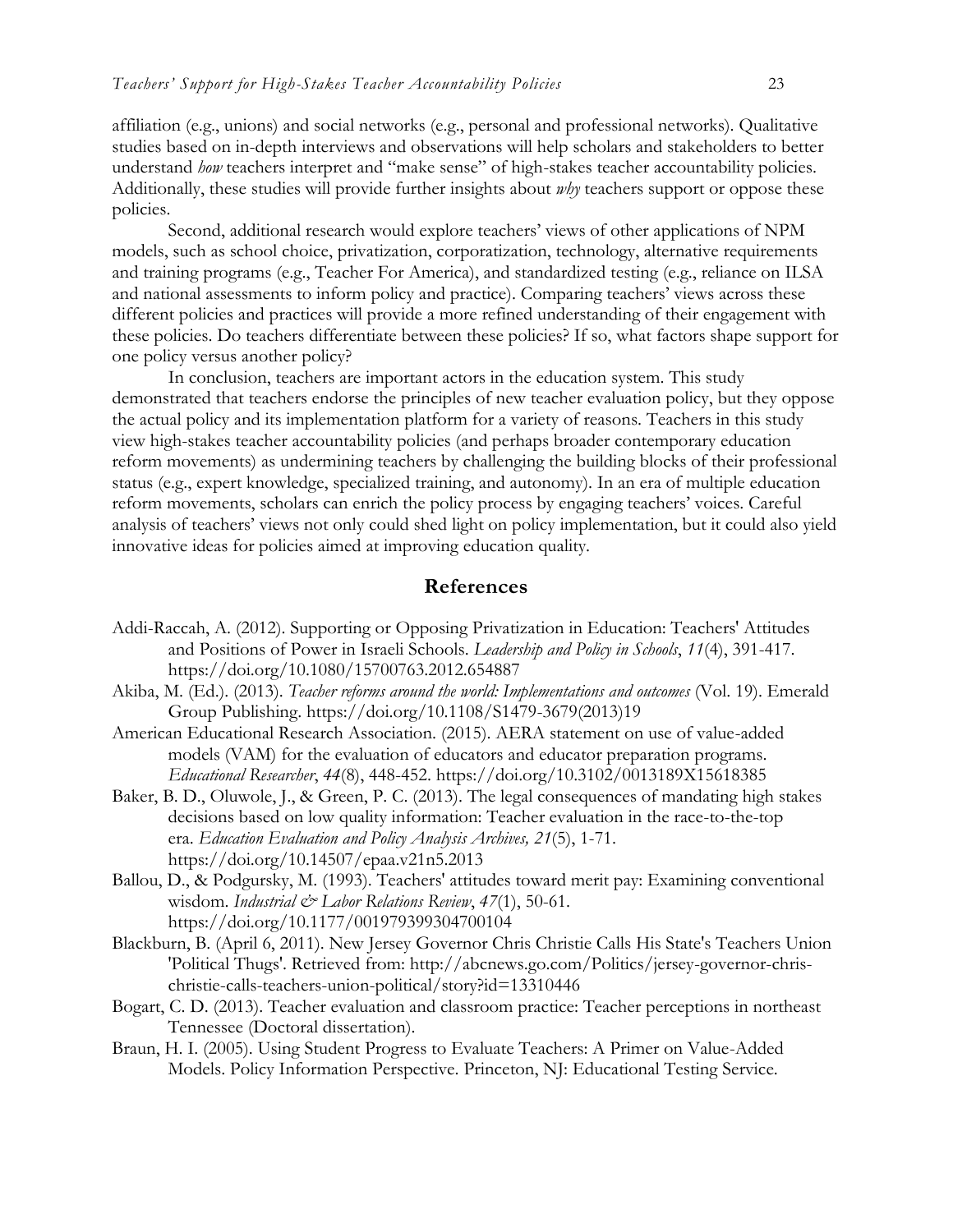affiliation (e.g., unions) and social networks (e.g., personal and professional networks). Qualitative studies based on in-depth interviews and observations will help scholars and stakeholders to better understand *how* teachers interpret and "make sense" of high-stakes teacher accountability policies. Additionally, these studies will provide further insights about *why* teachers support or oppose these policies.

Second, additional research would explore teachers' views of other applications of NPM models, such as school choice, privatization, corporatization, technology, alternative requirements and training programs (e.g., Teacher For America), and standardized testing (e.g., reliance on ILSA and national assessments to inform policy and practice). Comparing teachers' views across these different policies and practices will provide a more refined understanding of their engagement with these policies. Do teachers differentiate between these policies? If so, what factors shape support for one policy versus another policy?

In conclusion, teachers are important actors in the education system. This study demonstrated that teachers endorse the principles of new teacher evaluation policy, but they oppose the actual policy and its implementation platform for a variety of reasons. Teachers in this study view high-stakes teacher accountability policies (and perhaps broader contemporary education reform movements) as undermining teachers by challenging the building blocks of their professional status (e.g., expert knowledge, specialized training, and autonomy). In an era of multiple education reform movements, scholars can enrich the policy process by engaging teachers' voices. Careful analysis of teachers' views not only could shed light on policy implementation, but it could also yield innovative ideas for policies aimed at improving education quality.

## References

Addi-Raccah, A. (2012). Supporting or Opposing Privatization in Education: Teachers' Attitudes and Positions of Power in Israeli Schools. *Leadership and Policy in Schools*, *11*(4), 391-417. https://doi.org/10.1080/15700763.2012.654887

Akiba, M. (Ed.). (2013). *Teacher reforms around the world: Implementations and outcomes* (Vol. 19). Emerald Group Publishing. https://doi.org/10.1108/S1479-3679(2013)19

American Educational Research Association. (2015). AERA statement on use of value-added models (VAM) for the evaluation of educators and educator preparation programs. *Educational Researcher*, *44*(8), 448-452. https://doi.org/10.3102/0013189X15618385

Baker, B. D., Oluwole, J., & Green, P. C. (2013). The legal consequences of mandating high stakes decisions based on low quality information: Teacher evaluation in the race-to-the-top era. *Education Evaluation and Policy Analysis Archives, 21*(5), 1-71. https://doi.org/10.14507/epaa.v21n5.2013

Ballou, D., & Podgursky, M. (1993). Teachers' attitudes toward merit pay: Examining conventional wisdom. *Industrial & Labor Relations Review*, *47*(1), 50-61. https://doi.org/10.1177/001979399304700104

Blackburn, B. (April 6, 2011). New Jersey Governor Chris Christie Calls His State's Teachers Union 'Political Thugs'. Retrieved from: http://abcnews.go.com/Politics/jersey-governor-chris-christie-calls-teachers-union-political/story?id=13310446

Bogart, C. D. (2013). Teacher evaluation and classroom practice: Teacher perceptions in northeast Tennessee (Doctoral dissertation).

Braun, H. I. (2005). Using Student Progress to Evaluate Teachers: A Primer on Value-Added Models. Policy Information Perspective. Princeton, NJ: Educational Testing Service.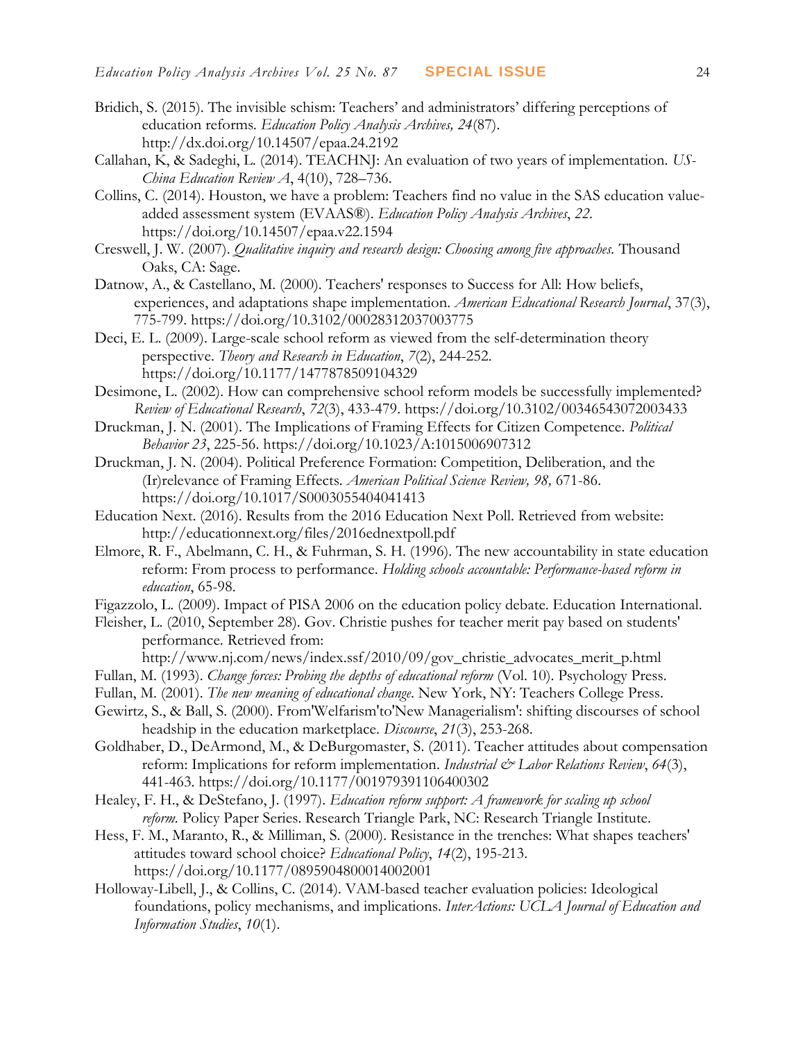Bridich, S. (2015). The invisible schism: Teachers' and administrators' differing perceptions of education reforms. *Education Policy Analysis Archives, 24*(87). http://dx.doi.org/10.14507/epaa.24.2192

Callahan, K, & Sadeghi, L. (2014). TEACHNJ: An evaluation of two years of implementation. *US-China Education Review A*, 4(10), 728–736.

Collins, C. (2014). Houston, we have a problem: Teachers find no value in the SAS education value-added assessment system (EVAAS®). *Education Policy Analysis Archives*, *22*. https://doi.org/10.14507/epaa.v22.1594

Creswell, J. W. (2007). *Qualitative inquiry and research design: Choosing among five approaches.* Thousand Oaks, CA: Sage.

Datnow, A., & Castellano, M. (2000). Teachers' responses to Success for All: How beliefs, experiences, and adaptations shape implementation. *American Educational Research Journal*, 37(3), 775-799. https://doi.org/10.3102/00028312037003775

Deci, E. L. (2009). Large-scale school reform as viewed from the self-determination theory perspective. *Theory and Research in Education*, *7*(2), 244-252. https://doi.org/10.1177/1477878509104329

Desimone, L. (2002). How can comprehensive school reform models be successfully implemented? *Review of Educational Research*, *72*(3), 433-479. https://doi.org/10.3102/00346543072003433

Druckman, J. N. (2001). The Implications of Framing Effects for Citizen Competence. *Political Behavior 23*, 225-56. https://doi.org/10.1023/A:1015006907312

Druckman, J. N. (2004). Political Preference Formation: Competition, Deliberation, and the (Ir)relevance of Framing Effects. *American Political Science Review, 98,* 671-86. https://doi.org/10.1017/S0003055404041413

Education Next. (2016). Results from the 2016 Education Next Poll. Retrieved from website: http://educationnext.org/files/2016ednextpoll.pdf

Elmore, R. F., Abelmann, C. H., & Fuhrman, S. H. (1996). The new accountability in state education reform: From process to performance. *Holding schools accountable: Performance-based reform in education*, 65-98.

Figazzolo, L. (2009). Impact of PISA 2006 on the education policy debate. Education International.

Fleisher, L. (2010, September 28). Gov. Christie pushes for teacher merit pay based on students' performance. Retrieved from: http://www.nj.com/news/index.ssf/2010/09/gov_christie_advocates_merit_p.html

Fullan, M. (1993). *Change forces: Probing the depths of educational reform* (Vol. 10). Psychology Press.

Fullan, M. (2001). *The new meaning of educational change*. New York, NY: Teachers College Press.

Gewirtz, S., & Ball, S. (2000). From'Welfarism'to'New Managerialism': shifting discourses of school headship in the education marketplace. *Discourse*, *21*(3), 253-268.

Goldhaber, D., DeArmond, M., & DeBurgomaster, S. (2011). Teacher attitudes about compensation reform: Implications for reform implementation. *Industrial & Labor Relations Review*, *64*(3), 441-463. https://doi.org/10.1177/001979391106400302

Healey, F. H., & DeStefano, J. (1997). *Education reform support: A framework for scaling up school reform.* Policy Paper Series. Research Triangle Park, NC: Research Triangle Institute.

Hess, F. M., Maranto, R., & Milliman, S. (2000). Resistance in the trenches: What shapes teachers' attitudes toward school choice? *Educational Policy*, *14*(2), 195-213. https://doi.org/10.1177/0895904800014002001

Holloway-Libell, J., & Collins, C. (2014). VAM-based teacher evaluation policies: Ideological foundations, policy mechanisms, and implications. *InterActions: UCLA Journal of Education and Information Studies*, *10*(1).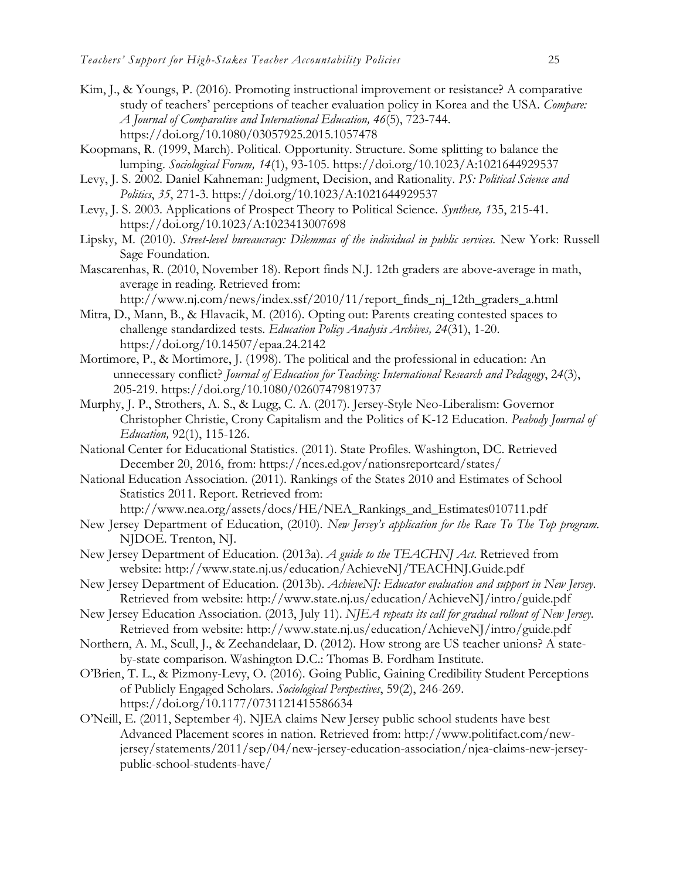Kim, J., & Youngs, P. (2016). Promoting instructional improvement or resistance? A comparative study of teachers' perceptions of teacher evaluation policy in Korea and the USA. *Compare: A Journal of Comparative and International Education, 46*(5), 723-744. https://doi.org/10.1080/03057925.2015.1057478

Koopmans, R. (1999, March). Political. Opportunity. Structure. Some splitting to balance the lumping. *Sociological Forum, 14*(1), 93-105. https://doi.org/10.1023/A:1021644929537

Levy, J. S. 2002. Daniel Kahneman: Judgment, Decision, and Rationality. *PS: Political Science and Politics*, *35*, 271-3. https://doi.org/10.1023/A:1021644929537

Levy, J. S. 2003. Applications of Prospect Theory to Political Science. *Synthese, 1*35, 215-41. https://doi.org/10.1023/A:1023413007698

Lipsky, M. (2010). *Street-level bureaucracy: Dilemmas of the individual in public services.* New York: Russell Sage Foundation.

Mascarenhas, R. (2010, November 18). Report finds N.J. 12th graders are above-average in math, average in reading. Retrieved from: http://www.nj.com/news/index.ssf/2010/11/report_finds_nj_12th_graders_a.html

Mitra, D., Mann, B., & Hlavacik, M. (2016). Opting out: Parents creating contested spaces to challenge standardized tests. *Education Policy Analysis Archives, 24*(31), 1-20. https://doi.org/10.14507/epaa.24.2142

Mortimore, P., & Mortimore, J. (1998). The political and the professional in education: An unnecessary conflict? *Journal of Education for Teaching: International Research and Pedagogy*, *24*(3), 205-219. https://doi.org/10.1080/02607479819737

Murphy, J. P., Strothers, A. S., & Lugg, C. A. (2017). Jersey-Style Neo-Liberalism: Governor Christopher Christie, Crony Capitalism and the Politics of K-12 Education. *Peabody Journal of Education,* 92(1), 115-126.

National Center for Educational Statistics. (2011). State Profiles. Washington, DC. Retrieved December 20, 2016, from: https://nces.ed.gov/nationsreportcard/states/

National Education Association. (2011). Rankings of the States 2010 and Estimates of School Statistics 2011. Report. Retrieved from: http://www.nea.org/assets/docs/HE/NEA_Rankings_and_Estimates010711.pdf

New Jersey Department of Education, (2010). *New Jersey's application for the Race To The Top program.* NJDOE. Trenton, NJ.

New Jersey Department of Education. (2013a). *A guide to the TEACHNJ Act*. Retrieved from website: http://www.state.nj.us/education/AchieveNJ/TEACHNJ.Guide.pdf

New Jersey Department of Education. (2013b). *AchieveNJ: Educator evaluation and support in New Jersey*. Retrieved from website: http://www.state.nj.us/education/AchieveNJ/intro/guide.pdf

New Jersey Education Association. (2013, July 11). *NJEA repeats its call for gradual rollout of New Jersey*. Retrieved from website: http://www.state.nj.us/education/AchieveNJ/intro/guide.pdf

Northern, A. M., Scull, J., & Zeehandelaar, D. (2012). How strong are US teacher unions? A state-by-state comparison. Washington D.C.: Thomas B. Fordham Institute.

O'Brien, T. L., & Pizmony-Levy, O. (2016). Going Public, Gaining Credibility Student Perceptions of Publicly Engaged Scholars. *Sociological Perspectives*, 59(2), 246-269. https://doi.org/10.1177/0731121415586634

O'Neill, E. (2011, September 4). NJEA claims New Jersey public school students have best Advanced Placement scores in nation. Retrieved from: http://www.politifact.com/new-jersey/statements/2011/sep/04/new-jersey-education-association/njea-claims-new-jersey-public-school-students-have/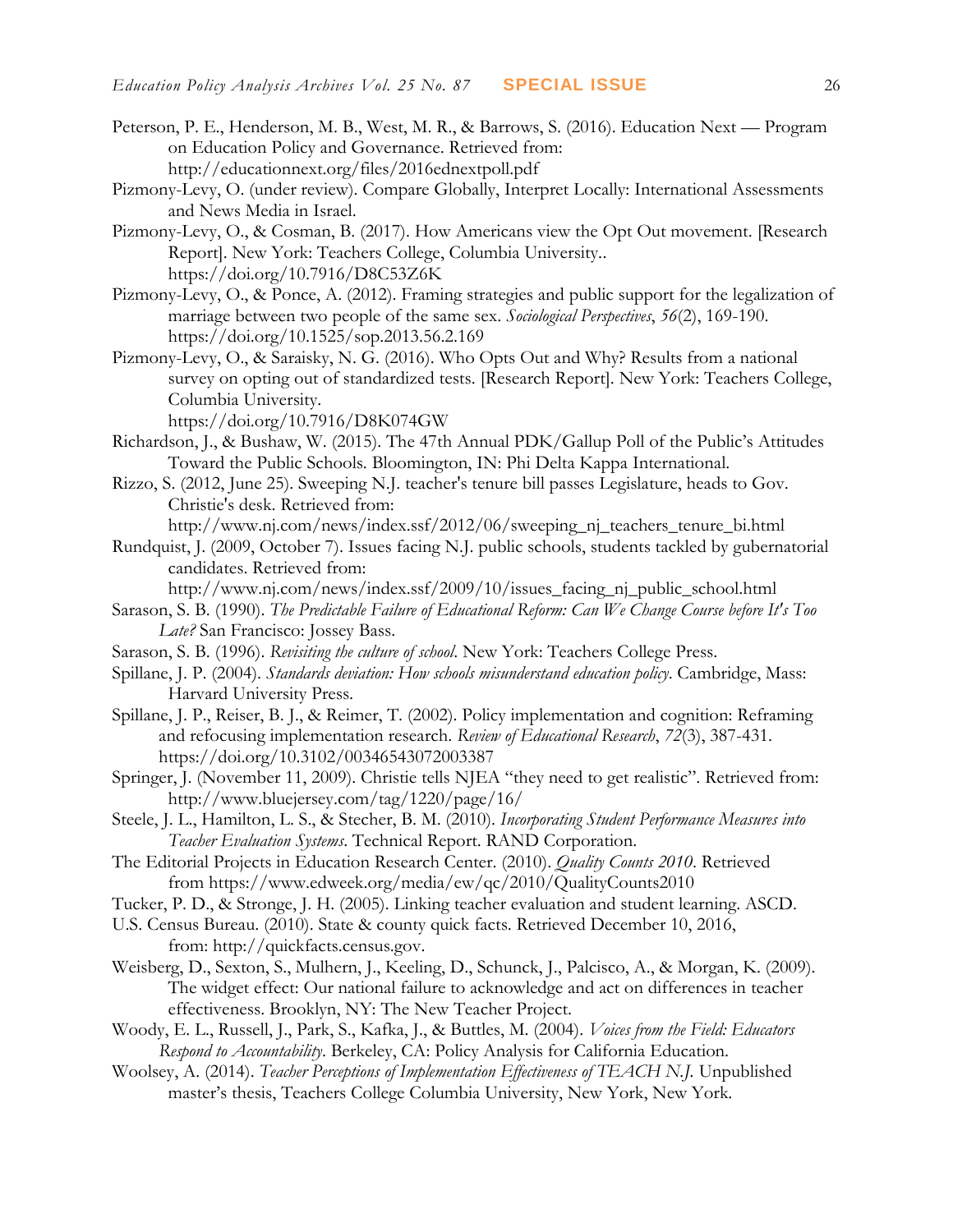Peterson, P. E., Henderson, M. B., West, M. R., & Barrows, S. (2016). Education Next — Program on Education Policy and Governance. Retrieved from: http://educationnext.org/files/2016ednextpoll.pdf

Pizmony-Levy, O. (under review). Compare Globally, Interpret Locally: International Assessments and News Media in Israel.

Pizmony-Levy, O., & Cosman, B. (2017). How Americans view the Opt Out movement. [Research Report]. New York: Teachers College, Columbia University.. https://doi.org/10.7916/D8C53Z6K

Pizmony-Levy, O., & Ponce, A. (2012). Framing strategies and public support for the legalization of marriage between two people of the same sex. *Sociological Perspectives*, *56*(2), 169-190. https://doi.org/10.1525/sop.2013.56.2.169

Pizmony-Levy, O., & Saraisky, N. G. (2016). Who Opts Out and Why? Results from a national survey on opting out of standardized tests. [Research Report]. New York: Teachers College, Columbia University. https://doi.org/10.7916/D8K074GW

Richardson, J., & Bushaw, W. (2015). The 47th Annual PDK/Gallup Poll of the Public's Attitudes Toward the Public Schools. Bloomington, IN: Phi Delta Kappa International.

Rizzo, S. (2012, June 25). Sweeping N.J. teacher's tenure bill passes Legislature, heads to Gov. Christie's desk. Retrieved from: http://www.nj.com/news/index.ssf/2012/06/sweeping_nj_teachers_tenure_bi.html

Rundquist, J. (2009, October 7). Issues facing N.J. public schools, students tackled by gubernatorial candidates. Retrieved from: http://www.nj.com/news/index.ssf/2009/10/issues_facing_nj_public_school.html

Sarason, S. B. (1990). *The Predictable Failure of Educational Reform: Can We Change Course before It's Too Late?* San Francisco: Jossey Bass.

Sarason, S. B. (1996). *Revisiting the culture of school*. New York: Teachers College Press.

Spillane, J. P. (2004). *Standards deviation: How schools misunderstand education policy*. Cambridge, Mass: Harvard University Press.

Spillane, J. P., Reiser, B. J., & Reimer, T. (2002). Policy implementation and cognition: Reframing and refocusing implementation research. *Review of Educational Research*, *72*(3), 387-431. https://doi.org/10.3102/00346543072003387

Springer, J. (November 11, 2009). Christie tells NJEA "they need to get realistic". Retrieved from: http://www.bluejersey.com/tag/1220/page/16/

Steele, J. L., Hamilton, L. S., & Stecher, B. M. (2010). *Incorporating Student Performance Measures into Teacher Evaluation Systems*. Technical Report. RAND Corporation.

The Editorial Projects in Education Research Center. (2010). *Quality Counts 2010*. Retrieved from https://www.edweek.org/media/ew/qc/2010/QualityCounts2010

Tucker, P. D., & Stronge, J. H. (2005). Linking teacher evaluation and student learning. ASCD.

U.S. Census Bureau. (2010). State & county quick facts. Retrieved December 10, 2016, from: http://quickfacts.census.gov.

Weisberg, D., Sexton, S., Mulhern, J., Keeling, D., Schunck, J., Palcisco, A., & Morgan, K. (2009). The widget effect: Our national failure to acknowledge and act on differences in teacher effectiveness. Brooklyn, NY: The New Teacher Project.

Woody, E. L., Russell, J., Park, S., Kafka, J., & Buttles, M. (2004). *Voices from the Field: Educators Respond to Accountability*. Berkeley, CA: Policy Analysis for California Education.

Woolsey, A. (2014). *Teacher Perceptions of Implementation Effectiveness of TEACH N.J.* Unpublished master's thesis, Teachers College Columbia University, New York, New York.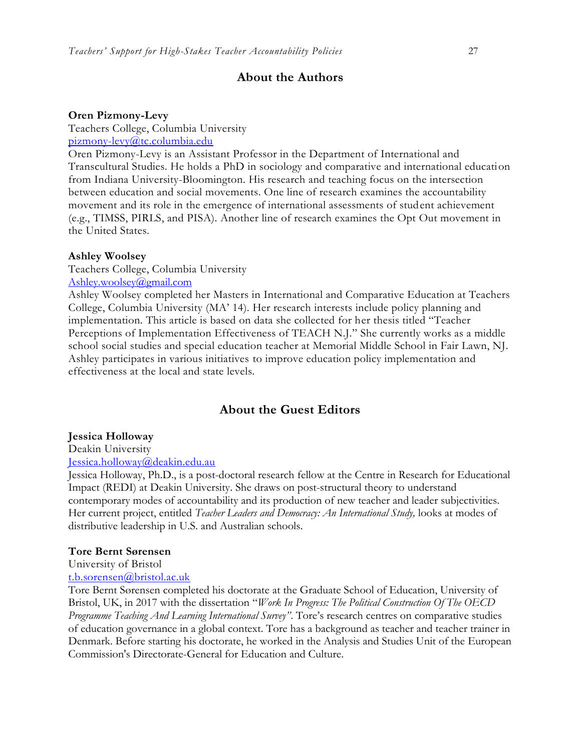## About the Authors

**Oren Pizmony-Levy**
Teachers College, Columbia University
pizmony-levy@tc.columbia.edu
Oren Pizmony-Levy is an Assistant Professor in the Department of International and Transcultural Studies. He holds a PhD in sociology and comparative and international education from Indiana University-Bloomington. His research and teaching focus on the intersection between education and social movements. One line of research examines the accountability movement and its role in the emergence of international assessments of student achievement (e.g., TIMSS, PIRLS, and PISA). Another line of research examines the Opt Out movement in the United States.

**Ashley Woolsey**
Teachers College, Columbia University
Ashley.woolsey@gmail.com
Ashley Woolsey completed her Masters in International and Comparative Education at Teachers College, Columbia University (MA' 14). Her research interests include policy planning and implementation. This article is based on data she collected for her thesis titled "Teacher Perceptions of Implementation Effectiveness of TEACH N.J." She currently works as a middle school social studies and special education teacher at Memorial Middle School in Fair Lawn, NJ. Ashley participates in various initiatives to improve education policy implementation and effectiveness at the local and state levels.

## About the Guest Editors

**Jessica Holloway**
Deakin University
Jessica.holloway@deakin.edu.au
Jessica Holloway, Ph.D., is a post-doctoral research fellow at the Centre in Research for Educational Impact (REDI) at Deakin University. She draws on post-structural theory to understand contemporary modes of accountability and its production of new teacher and leader subjectivities. Her current project, entitled *Teacher Leaders and Democracy: An International Study,* looks at modes of distributive leadership in U.S. and Australian schools.

**Tore Bernt Sørensen**
University of Bristol
t.b.sorensen@bristol.ac.uk
Tore Bernt Sørensen completed his doctorate at the Graduate School of Education, University of Bristol, UK, in 2017 with the dissertation "*Work In Progress: The Political Construction Of The OECD Programme Teaching And Learning International Survey*". Tore's research centres on comparative studies of education governance in a global context. Tore has a background as teacher and teacher trainer in Denmark. Before starting his doctorate, he worked in the Analysis and Studies Unit of the European Commission's Directorate-General for Education and Culture.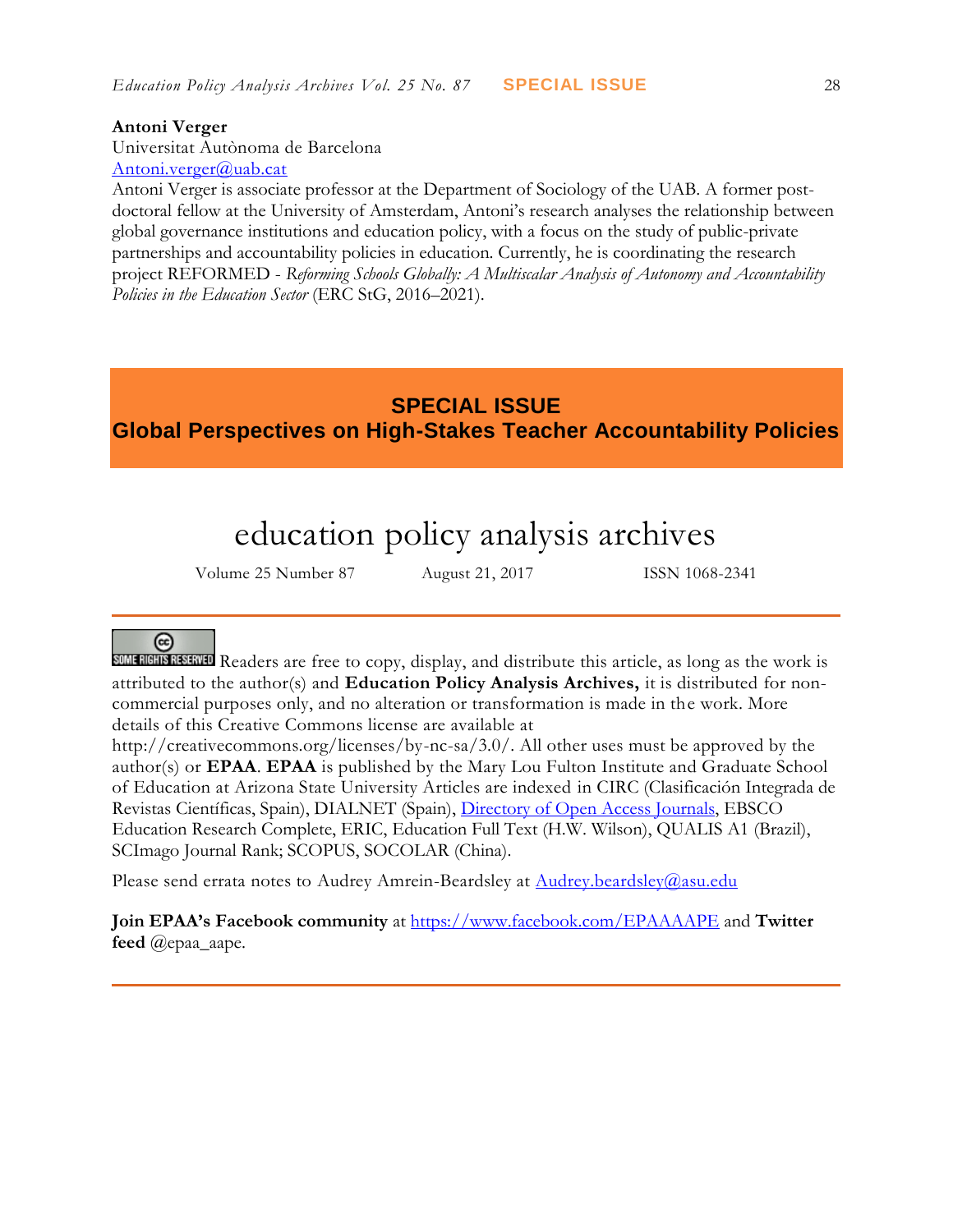**Antoni Verger**
Universitat Autònoma de Barcelona
Antoni.verger@uab.cat
Antoni Verger is associate professor at the Department of Sociology of the UAB. A former post-doctoral fellow at the University of Amsterdam, Antoni's research analyses the relationship between global governance institutions and education policy, with a focus on the study of public-private partnerships and accountability policies in education. Currently, he is coordinating the research project REFORMED - *Reforming Schools Globally: A Multiscalar Analysis of Autonomy and Accountability Policies in the Education Sector* (ERC StG, 2016–2021).

## SPECIAL ISSUE
## Global Perspectives on High-Stakes Teacher Accountability Policies

# education policy analysis archives

Volume 25 Number 87 August 21, 2017 ISSN 1068-2341

---

SOME RIGHTS RESERVED Readers are free to copy, display, and distribute this article, as long as the work is attributed to the author(s) and **Education Policy Analysis Archives,** it is distributed for non-commercial purposes only, and no alteration or transformation is made in the work. More details of this Creative Commons license are available at http://creativecommons.org/licenses/by-nc-sa/3.0/. All other uses must be approved by the author(s) or **EPAA**. **EPAA** is published by the Mary Lou Fulton Institute and Graduate School of Education at Arizona State University Articles are indexed in CIRC (Clasificación Integrada de Revistas Científicas, Spain), DIALNET (Spain), Directory of Open Access Journals, EBSCO Education Research Complete, ERIC, Education Full Text (H.W. Wilson), QUALIS A1 (Brazil), SCImago Journal Rank; SCOPUS, SOCOLAR (China).

Please send errata notes to Audrey Amrein-Beardsley at Audrey.beardsley@asu.edu

**Join EPAA's Facebook community** at https://www.facebook.com/EPAAAAPE and **Twitter feed** @epaa_aape.

---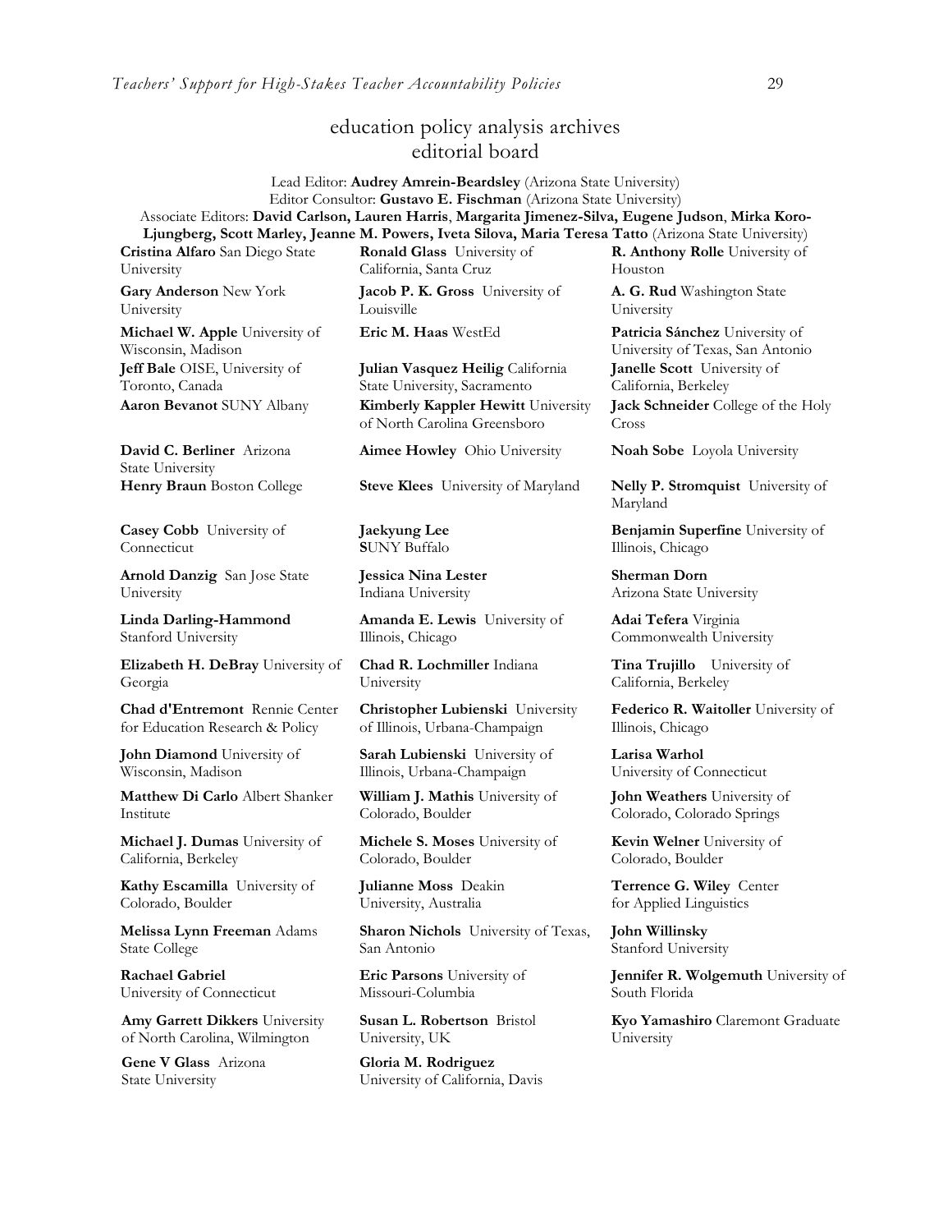# education policy analysis archives
## editorial board

Lead Editor: **Audrey Amrein-Beardsley** (Arizona State University)
Editor Consultor: **Gustavo E. Fischman** (Arizona State University)
Associate Editors: **David Carlson, Lauren Harris**, **Margarita Jimenez-Silva, Eugene Judson**, **Mirka Koro-Ljungberg, Scott Marley, Jeanne M. Powers, Iveta Silova, Maria Teresa Tatto** (Arizona State University)

**Cristina Alfaro** San Diego State University

**Gary Anderson** New York University

**Michael W. Apple** University of Wisconsin, Madison

**Jeff Bale** OISE, University of Toronto, Canada

**Aaron Bevanot** SUNY Albany

**David C. Berliner** Arizona State University

**Henry Braun** Boston College

**Casey Cobb** University of Connecticut

**Arnold Danzig** San Jose State University

**Linda Darling-Hammond** Stanford University

**Elizabeth H. DeBray** University of Georgia

**Chad d'Entremont** Rennie Center for Education Research & Policy

**John Diamond** University of Wisconsin, Madison

**Matthew Di Carlo** Albert Shanker Institute

**Michael J. Dumas** University of California, Berkeley

**Kathy Escamilla** University of Colorado, Boulder

**Melissa Lynn Freeman** Adams State College

**Rachael Gabriel** University of Connecticut

**Amy Garrett Dikkers** University of North Carolina, Wilmington

**Gene V Glass** Arizona State University

**Ronald Glass** University of California, Santa Cruz

**Jacob P. K. Gross** University of Louisville

**Eric M. Haas** WestEd

**Julian Vasquez Heilig** California State University, Sacramento

**Kimberly Kappler Hewitt** University of North Carolina Greensboro

**Aimee Howley** Ohio University

**Steve Klees** University of Maryland

**Jaekyung Lee** **S**UNY Buffalo

**Jessica Nina Lester** Indiana University

**Amanda E. Lewis** University of Illinois, Chicago

**Chad R. Lochmiller** Indiana University

**Christopher Lubienski** University of Illinois, Urbana-Champaign

**Sarah Lubienski** University of Illinois, Urbana-Champaign

**William J. Mathis** University of Colorado, Boulder

**Michele S. Moses** University of Colorado, Boulder

**Julianne Moss** Deakin University, Australia

**Sharon Nichols** University of Texas, San Antonio

**Eric Parsons** University of Missouri-Columbia

**Susan L. Robertson** Bristol University, UK

**Gloria M. Rodriguez** University of California, Davis

**R. Anthony Rolle** University of Houston

**A. G. Rud** Washington State University

**Patricia Sánchez** University of University of Texas, San Antonio

**Janelle Scott** University of California, Berkeley

**Jack Schneider** College of the Holy Cross

**Noah Sobe** Loyola University

**Nelly P. Stromquist** University of Maryland

**Benjamin Superfine** University of Illinois, Chicago

**Sherman Dorn** Arizona State University

**Adai Tefera** Virginia Commonwealth University

**Tina Trujillo** University of California, Berkeley

**Federico R. Waitoller** University of Illinois, Chicago

**Larisa Warhol** University of Connecticut

**John Weathers** University of Colorado, Colorado Springs

**Kevin Welner** University of Colorado, Boulder

**Terrence G. Wiley** Center for Applied Linguistics

**John Willinsky** Stanford University

**Jennifer R. Wolgemuth** University of South Florida

**Kyo Yamashiro** Claremont Graduate University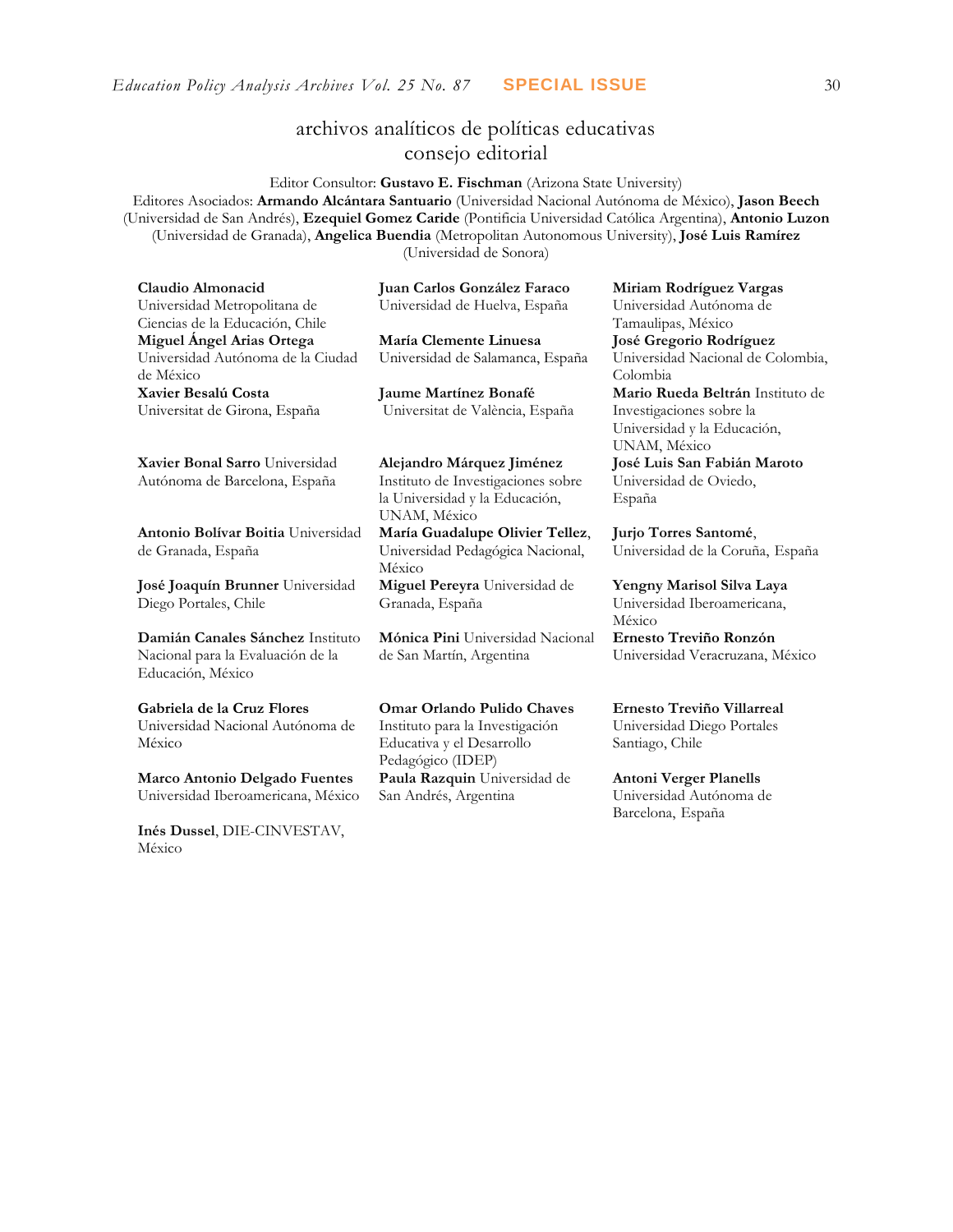# archivos analíticos de políticas educativas
## consejo editorial

Editor Consultor: **Gustavo E. Fischman** (Arizona State University)
Editores Asociados: **Armando Alcántara Santuario** (Universidad Nacional Autónoma de México), **Jason Beech** (Universidad de San Andrés), **Ezequiel Gomez Caride** (Pontificia Universidad Católica Argentina), **Antonio Luzon** (Universidad de Granada), **Angelica Buendia** (Metropolitan Autonomous University), **José Luis Ramírez** (Universidad de Sonora)

**Claudio Almonacid** Universidad Metropolitana de Ciencias de la Educación, Chile

**Miguel Ángel Arias Ortega** Universidad Autónoma de la Ciudad de México

**Xavier Besalú Costa** Universitat de Girona, España

**Xavier Bonal Sarro** Universidad Autónoma de Barcelona, España

**Antonio Bolívar Boitia** Universidad de Granada, España

**José Joaquín Brunner** Universidad Diego Portales, Chile

**Damián Canales Sánchez** Instituto Nacional para la Evaluación de la Educación, México

**Gabriela de la Cruz Flores** Universidad Nacional Autónoma de México

**Marco Antonio Delgado Fuentes** Universidad Iberoamericana, México

**Inés Dussel**, DIE-CINVESTAV, México

**Juan Carlos González Faraco** Universidad de Huelva, España

**María Clemente Linuesa** Universidad de Salamanca, España

**Jaume Martínez Bonafé** Universitat de València, España

**Alejandro Márquez Jiménez** Instituto de Investigaciones sobre la Universidad y la Educación, UNAM, México

**María Guadalupe Olivier Tellez**, Universidad Pedagógica Nacional, México

**Miguel Pereyra** Universidad de Granada, España

**Mónica Pini** Universidad Nacional de San Martín, Argentina

**Omar Orlando Pulido Chaves** Instituto para la Investigación Educativa y el Desarrollo Pedagógico (IDEP)

**Paula Razquin** Universidad de San Andrés, Argentina

**Miriam Rodríguez Vargas** Universidad Autónoma de Tamaulipas, México

**José Gregorio Rodríguez** Universidad Nacional de Colombia, Colombia

**Mario Rueda Beltrán** Instituto de Investigaciones sobre la Universidad y la Educación, UNAM, México

**José Luis San Fabián Maroto** Universidad de Oviedo, España

**Jurjo Torres Santomé**, Universidad de la Coruña, España

**Yengny Marisol Silva Laya** Universidad Iberoamericana, México

**Ernesto Treviño Ronzón** Universidad Veracruzana, México

**Ernesto Treviño Villarreal** Universidad Diego Portales Santiago, Chile

**Antoni Verger Planells** Universidad Autónoma de Barcelona, España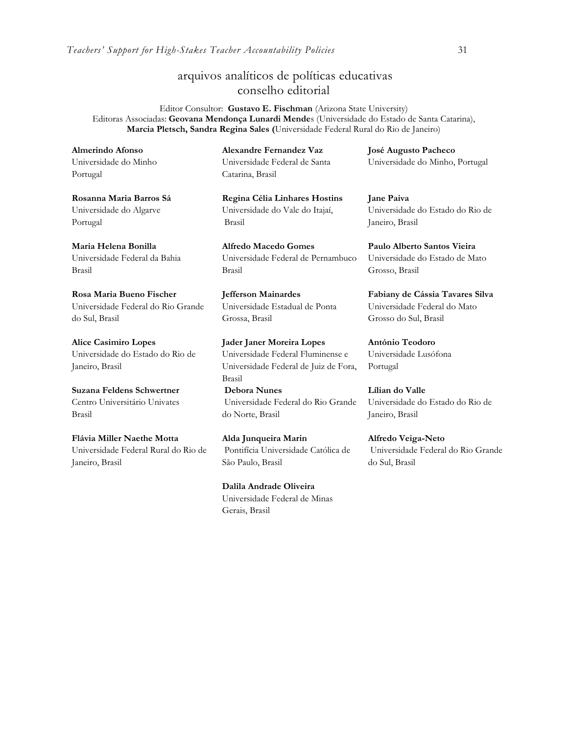## arquivos analíticos de políticas educativas
## conselho editorial

Editor Consultor: **Gustavo E. Fischman** (Arizona State University)
Editoras Associadas: **Geovana Mendonça Lunardi Mende**s (Universidade do Estado de Santa Catarina), **Marcia Pletsch, Sandra Regina Sales (**Universidade Federal Rural do Rio de Janeiro)

**Almerindo Afonso**
Universidade do Minho
Portugal

**Rosanna Maria Barros Sá**
Universidade do Algarve
Portugal

**Maria Helena Bonilla**
Universidade Federal da Bahia
Brasil

**Rosa Maria Bueno Fischer**
Universidade Federal do Rio Grande do Sul, Brasil

**Alice Casimiro Lopes**
Universidade do Estado do Rio de Janeiro, Brasil

**Suzana Feldens Schwertner**
Centro Universitário Univates
Brasil

**Flávia Miller Naethe Motta**
Universidade Federal Rural do Rio de Janeiro, Brasil

**Alexandre Fernandez Vaz**
Universidade Federal de Santa Catarina, Brasil

**Regina Célia Linhares Hostins**
Universidade do Vale do Itajaí, Brasil

**Alfredo Macedo Gomes**
Universidade Federal de Pernambuco
Brasil

**Jefferson Mainardes**
Universidade Estadual de Ponta Grossa, Brasil

**Jader Janer Moreira Lopes**
Universidade Federal Fluminense e Universidade Federal de Juiz de Fora, Brasil

**Debora Nunes**
Universidade Federal do Rio Grande do Norte, Brasil

**Alda Junqueira Marin**
Pontifícia Universidade Católica de São Paulo, Brasil

**Dalila Andrade Oliveira**
Universidade Federal de Minas Gerais, Brasil

**José Augusto Pacheco**
Universidade do Minho, Portugal

**Jane Paiva**
Universidade do Estado do Rio de Janeiro, Brasil

**Paulo Alberto Santos Vieira**
Universidade do Estado de Mato Grosso, Brasil

**Fabiany de Cássia Tavares Silva**
Universidade Federal do Mato Grosso do Sul, Brasil

**António Teodoro**
Universidade Lusófona
Portugal

**Lílian do Valle**
Universidade do Estado do Rio de Janeiro, Brasil

**Alfredo Veiga-Neto**
Universidade Federal do Rio Grande do Sul, Brasil